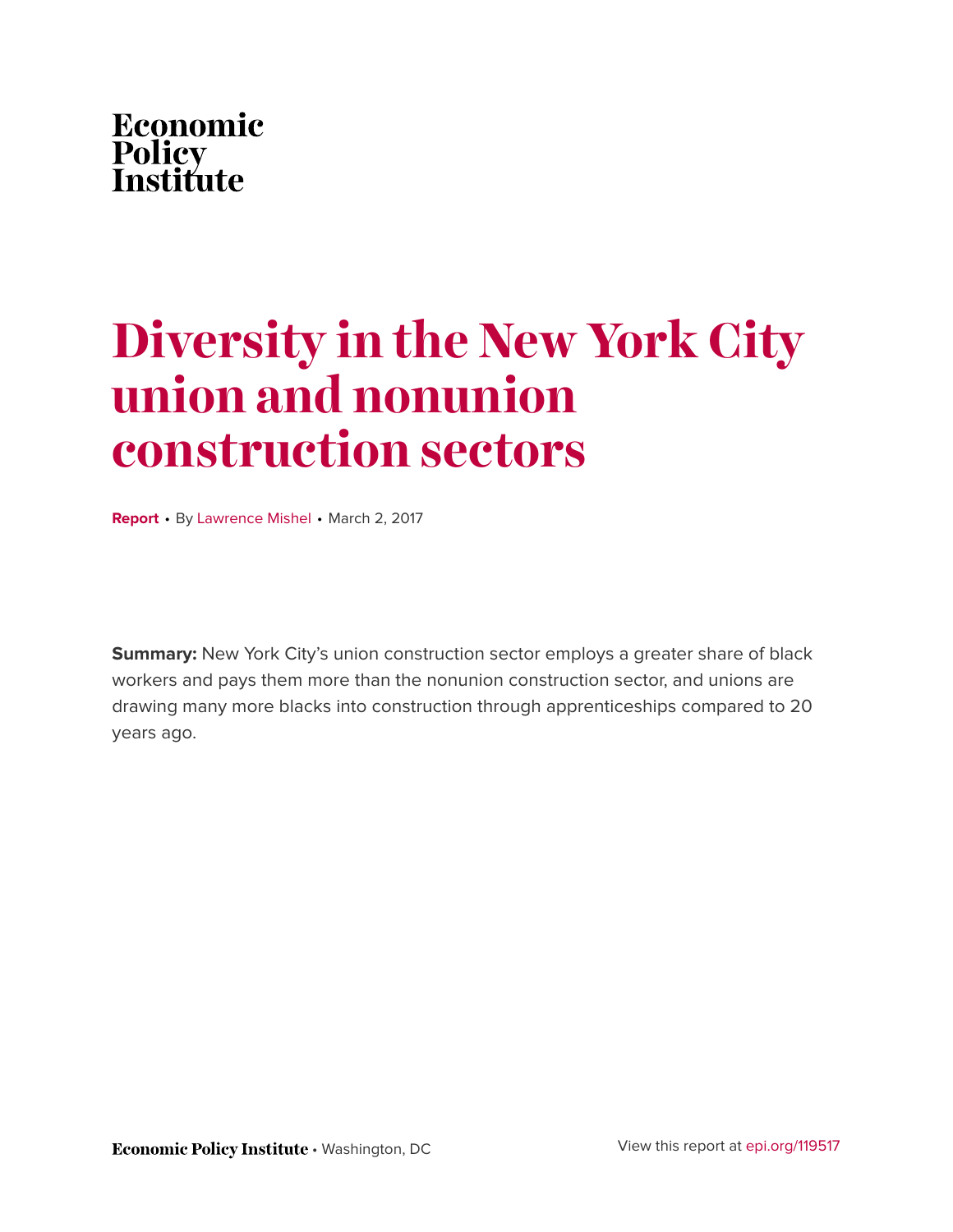Economic
Policy
Institute

# Diversity in the New York City union and nonunion construction sectors

**Report** • By Lawrence Mishel • March 2, 2017

**Summary:** New York City's union construction sector employs a greater share of black workers and pays them more than the nonunion construction sector, and unions are drawing many more blacks into construction through apprenticeships compared to 20 years ago.

**Economic Policy Institute** • Washington, DC

View this report at epi.org/119517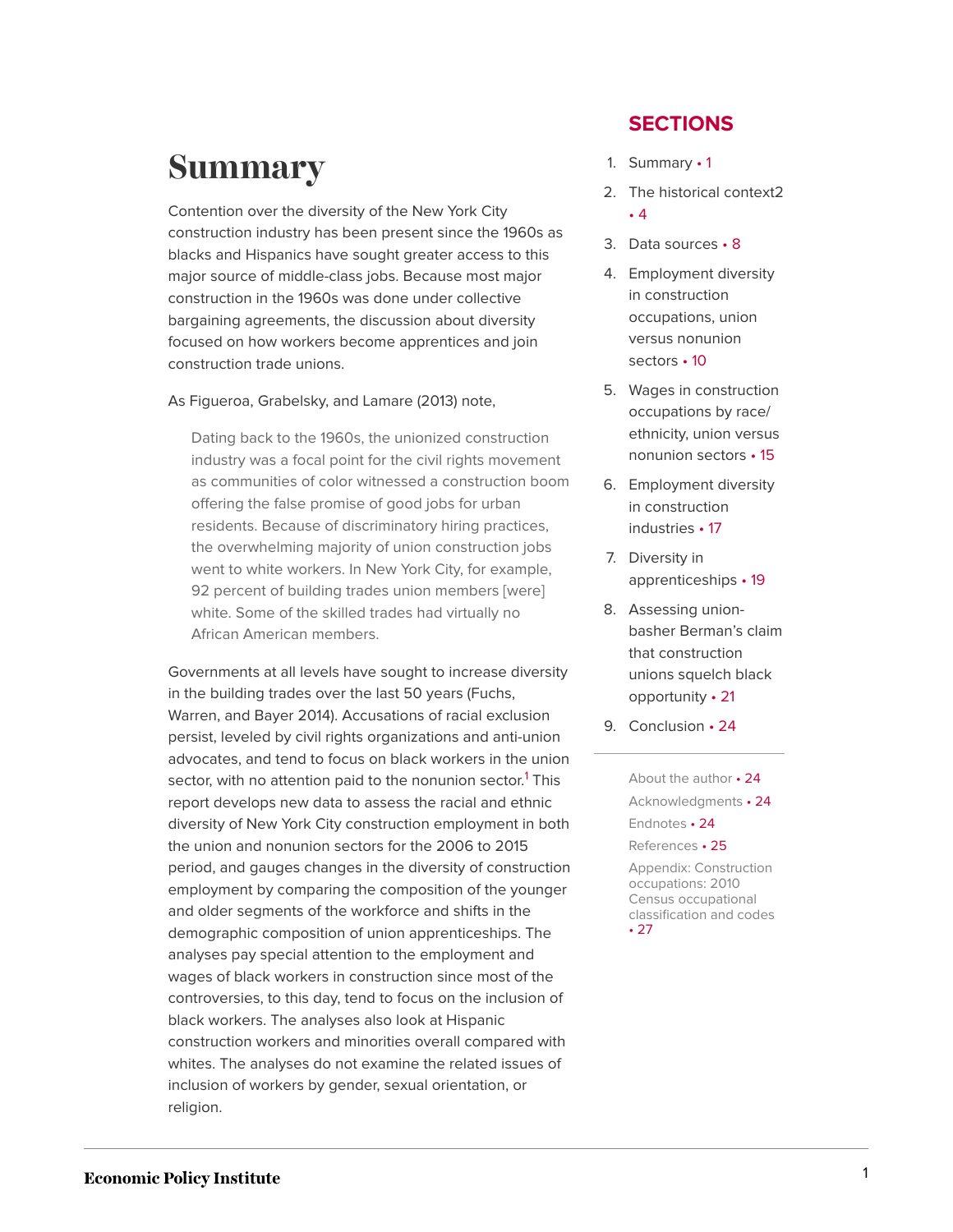# Summary

Contention over the diversity of the New York City construction industry has been present since the 1960s as blacks and Hispanics have sought greater access to this major source of middle-class jobs. Because most major construction in the 1960s was done under collective bargaining agreements, the discussion about diversity focused on how workers become apprentices and join construction trade unions.

As Figueroa, Grabelsky, and Lamare (2013) note,

> Dating back to the 1960s, the unionized construction industry was a focal point for the civil rights movement as communities of color witnessed a construction boom offering the false promise of good jobs for urban residents. Because of discriminatory hiring practices, the overwhelming majority of union construction jobs went to white workers. In New York City, for example, 92 percent of building trades union members [were] white. Some of the skilled trades had virtually no African American members.

Governments at all levels have sought to increase diversity in the building trades over the last 50 years (Fuchs, Warren, and Bayer 2014). Accusations of racial exclusion persist, leveled by civil rights organizations and anti-union advocates, and tend to focus on black workers in the union sector, with no attention paid to the nonunion sector.[1] This report develops new data to assess the racial and ethnic diversity of New York City construction employment in both the union and nonunion sectors for the 2006 to 2015 period, and gauges changes in the diversity of construction employment by comparing the composition of the younger and older segments of the workforce and shifts in the demographic composition of union apprenticeships. The analyses pay special attention to the employment and wages of black workers in construction since most of the controversies, to this day, tend to focus on the inclusion of black workers. The analyses also look at Hispanic construction workers and minorities overall compared with whites. The analyses do not examine the related issues of inclusion of workers by gender, sexual orientation, or religion.

## SECTIONS

1. Summary • 1
2. The historical context2 • 4
3. Data sources • 8
4. Employment diversity in construction occupations, union versus nonunion sectors • 10
5. Wages in construction occupations by race/ethnicity, union versus nonunion sectors • 15
6. Employment diversity in construction industries • 17
7. Diversity in apprenticeships • 19
8. Assessing union-basher Berman's claim that construction unions squelch black opportunity • 21
9. Conclusion • 24

About the author • 24

Acknowledgments • 24

Endnotes • 24

References • 25

Appendix: Construction occupations: 2010 Census occupational classification and codes • 27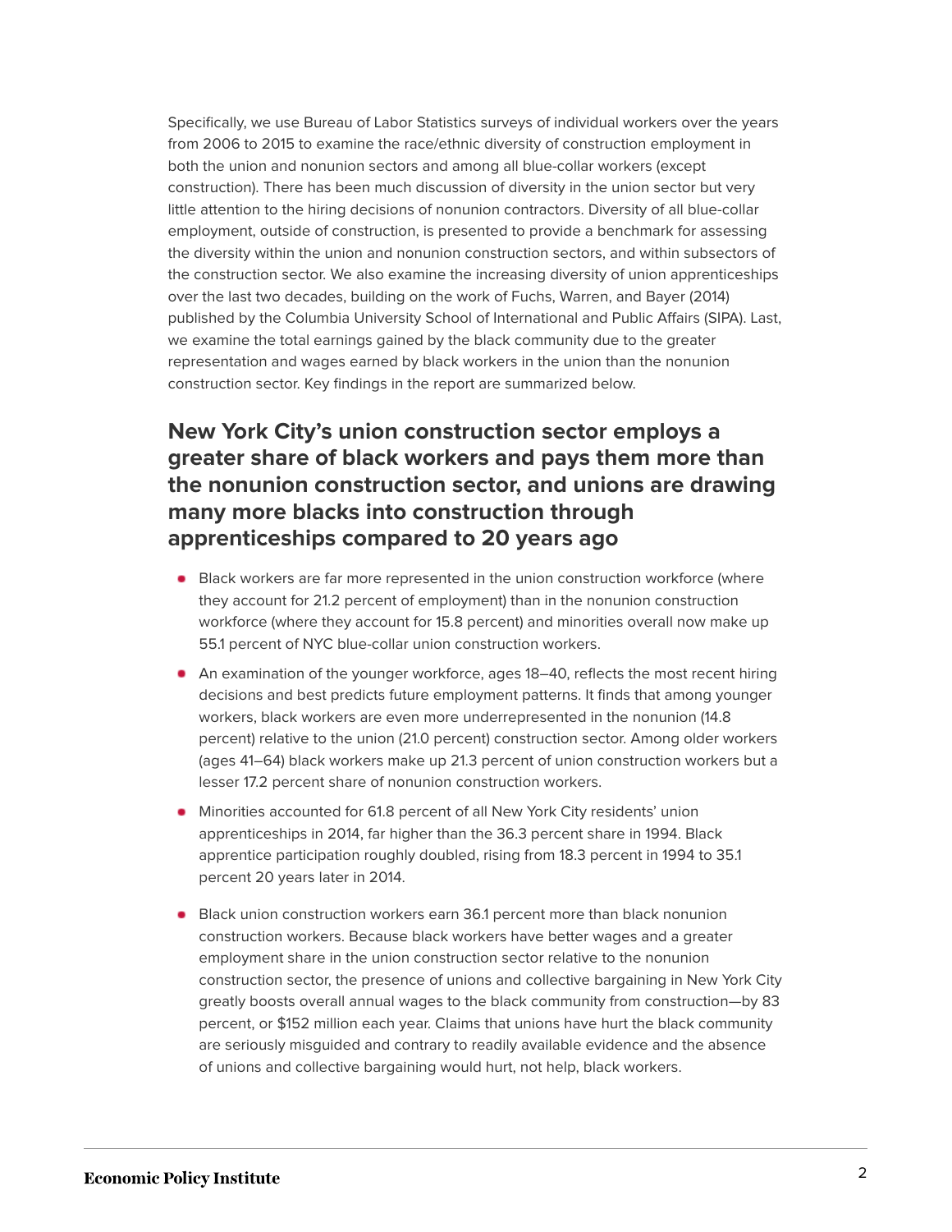Specifically, we use Bureau of Labor Statistics surveys of individual workers over the years from 2006 to 2015 to examine the race/ethnic diversity of construction employment in both the union and nonunion sectors and among all blue-collar workers (except construction). There has been much discussion of diversity in the union sector but very little attention to the hiring decisions of nonunion contractors. Diversity of all blue-collar employment, outside of construction, is presented to provide a benchmark for assessing the diversity within the union and nonunion construction sectors, and within subsectors of the construction sector. We also examine the increasing diversity of union apprenticeships over the last two decades, building on the work of Fuchs, Warren, and Bayer (2014) published by the Columbia University School of International and Public Affairs (SIPA). Last, we examine the total earnings gained by the black community due to the greater representation and wages earned by black workers in the union than the nonunion construction sector. Key findings in the report are summarized below.

## New York City's union construction sector employs a greater share of black workers and pays them more than the nonunion construction sector, and unions are drawing many more blacks into construction through apprenticeships compared to 20 years ago

- Black workers are far more represented in the union construction workforce (where they account for 21.2 percent of employment) than in the nonunion construction workforce (where they account for 15.8 percent) and minorities overall now make up 55.1 percent of NYC blue-collar union construction workers.
- An examination of the younger workforce, ages 18–40, reflects the most recent hiring decisions and best predicts future employment patterns. It finds that among younger workers, black workers are even more underrepresented in the nonunion (14.8 percent) relative to the union (21.0 percent) construction sector. Among older workers (ages 41–64) black workers make up 21.3 percent of union construction workers but a lesser 17.2 percent share of nonunion construction workers.
- Minorities accounted for 61.8 percent of all New York City residents' union apprenticeships in 2014, far higher than the 36.3 percent share in 1994. Black apprentice participation roughly doubled, rising from 18.3 percent in 1994 to 35.1 percent 20 years later in 2014.
- Black union construction workers earn 36.1 percent more than black nonunion construction workers. Because black workers have better wages and a greater employment share in the union construction sector relative to the nonunion construction sector, the presence of unions and collective bargaining in New York City greatly boosts overall annual wages to the black community from construction—by 83 percent, or $152 million each year. Claims that unions have hurt the black community are seriously misguided and contrary to readily available evidence and the absence of unions and collective bargaining would hurt, not help, black workers.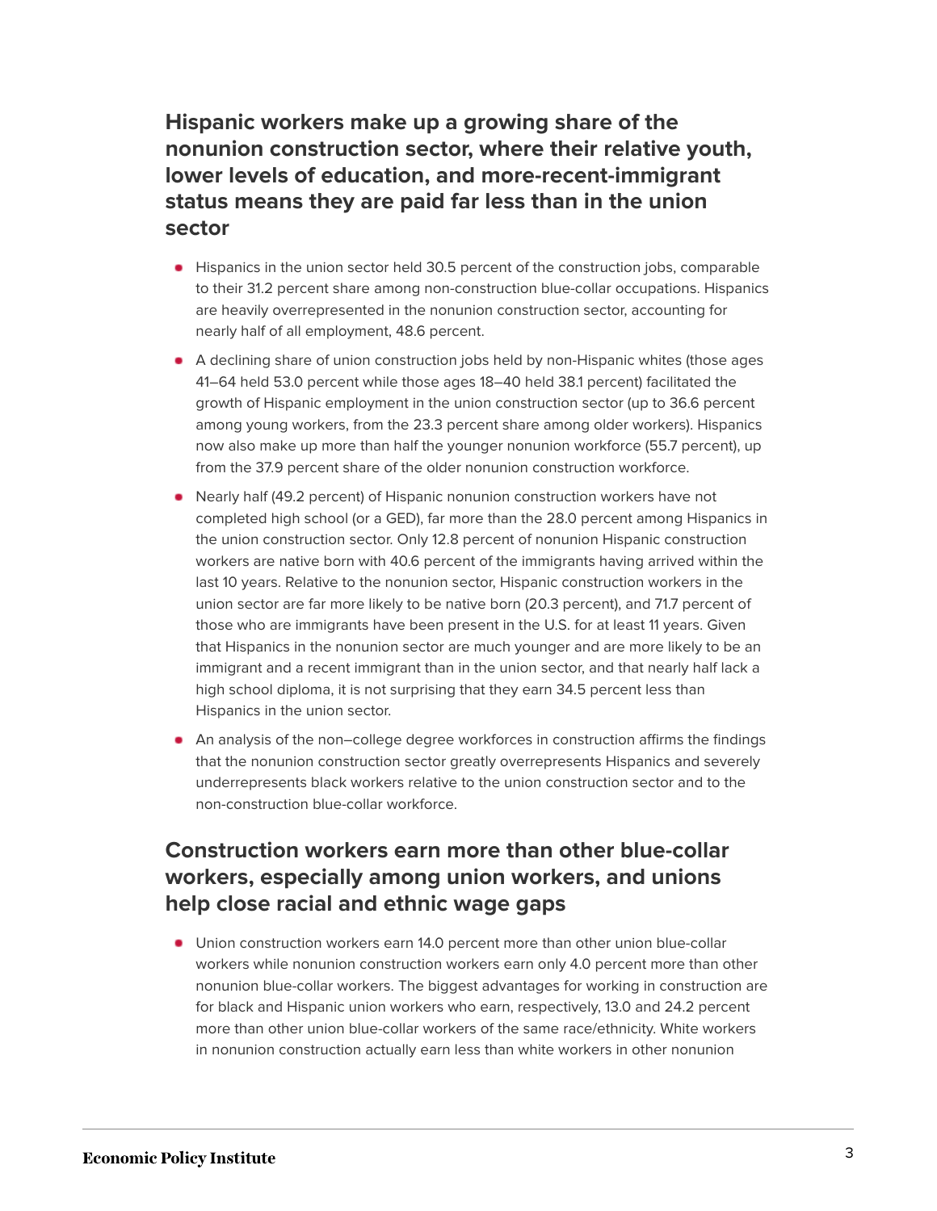## Hispanic workers make up a growing share of the nonunion construction sector, where their relative youth, lower levels of education, and more-recent-immigrant status means they are paid far less than in the union sector

- Hispanics in the union sector held 30.5 percent of the construction jobs, comparable to their 31.2 percent share among non-construction blue-collar occupations. Hispanics are heavily overrepresented in the nonunion construction sector, accounting for nearly half of all employment, 48.6 percent.
- A declining share of union construction jobs held by non-Hispanic whites (those ages 41–64 held 53.0 percent while those ages 18–40 held 38.1 percent) facilitated the growth of Hispanic employment in the union construction sector (up to 36.6 percent among young workers, from the 23.3 percent share among older workers). Hispanics now also make up more than half the younger nonunion workforce (55.7 percent), up from the 37.9 percent share of the older nonunion construction workforce.
- Nearly half (49.2 percent) of Hispanic nonunion construction workers have not completed high school (or a GED), far more than the 28.0 percent among Hispanics in the union construction sector. Only 12.8 percent of nonunion Hispanic construction workers are native born with 40.6 percent of the immigrants having arrived within the last 10 years. Relative to the nonunion sector, Hispanic construction workers in the union sector are far more likely to be native born (20.3 percent), and 71.7 percent of those who are immigrants have been present in the U.S. for at least 11 years. Given that Hispanics in the nonunion sector are much younger and are more likely to be an immigrant and a recent immigrant than in the union sector, and that nearly half lack a high school diploma, it is not surprising that they earn 34.5 percent less than Hispanics in the union sector.
- An analysis of the non–college degree workforces in construction affirms the findings that the nonunion construction sector greatly overrepresents Hispanics and severely underrepresents black workers relative to the union construction sector and to the non-construction blue-collar workforce.

## Construction workers earn more than other blue-collar workers, especially among union workers, and unions help close racial and ethnic wage gaps

- Union construction workers earn 14.0 percent more than other union blue-collar workers while nonunion construction workers earn only 4.0 percent more than other nonunion blue-collar workers. The biggest advantages for working in construction are for black and Hispanic union workers who earn, respectively, 13.0 and 24.2 percent more than other union blue-collar workers of the same race/ethnicity. White workers in nonunion construction actually earn less than white workers in other nonunion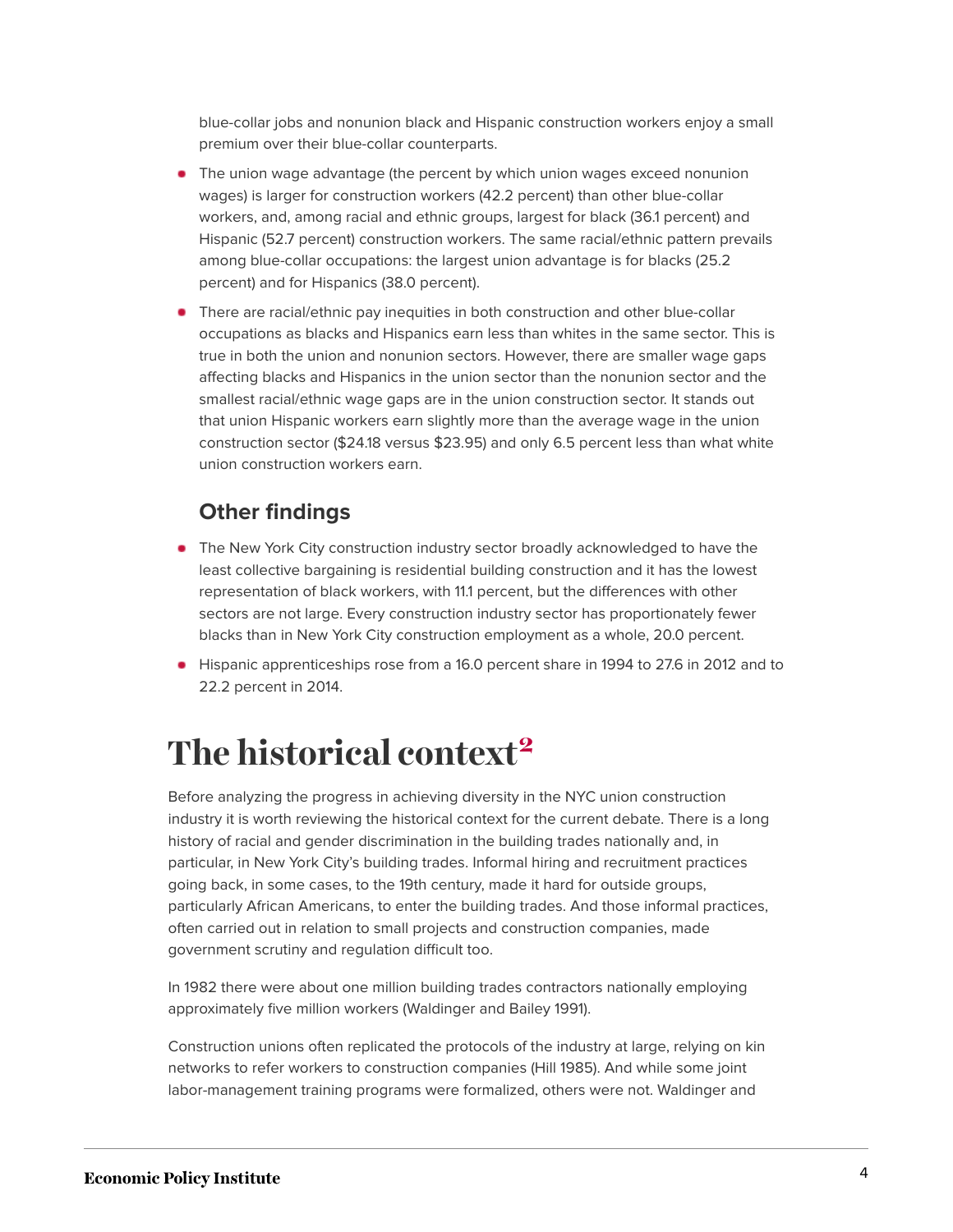blue-collar jobs and nonunion black and Hispanic construction workers enjoy a small premium over their blue-collar counterparts.

- The union wage advantage (the percent by which union wages exceed nonunion wages) is larger for construction workers (42.2 percent) than other blue-collar workers, and, among racial and ethnic groups, largest for black (36.1 percent) and Hispanic (52.7 percent) construction workers. The same racial/ethnic pattern prevails among blue-collar occupations: the largest union advantage is for blacks (25.2 percent) and for Hispanics (38.0 percent).
- There are racial/ethnic pay inequities in both construction and other blue-collar occupations as blacks and Hispanics earn less than whites in the same sector. This is true in both the union and nonunion sectors. However, there are smaller wage gaps affecting blacks and Hispanics in the union sector than the nonunion sector and the smallest racial/ethnic wage gaps are in the union construction sector. It stands out that union Hispanic workers earn slightly more than the average wage in the union construction sector ($24.18 versus $23.95) and only 6.5 percent less than what white union construction workers earn.

### Other findings

- The New York City construction industry sector broadly acknowledged to have the least collective bargaining is residential building construction and it has the lowest representation of black workers, with 11.1 percent, but the differences with other sectors are not large. Every construction industry sector has proportionately fewer blacks than in New York City construction employment as a whole, 20.0 percent.
- Hispanic apprenticeships rose from a 16.0 percent share in 1994 to 27.6 in 2012 and to 22.2 percent in 2014.

# The historical context[2]

Before analyzing the progress in achieving diversity in the NYC union construction industry it is worth reviewing the historical context for the current debate. There is a long history of racial and gender discrimination in the building trades nationally and, in particular, in New York City's building trades. Informal hiring and recruitment practices going back, in some cases, to the 19th century, made it hard for outside groups, particularly African Americans, to enter the building trades. And those informal practices, often carried out in relation to small projects and construction companies, made government scrutiny and regulation difficult too.

In 1982 there were about one million building trades contractors nationally employing approximately five million workers (Waldinger and Bailey 1991).

Construction unions often replicated the protocols of the industry at large, relying on kin networks to refer workers to construction companies (Hill 1985). And while some joint labor-management training programs were formalized, others were not. Waldinger and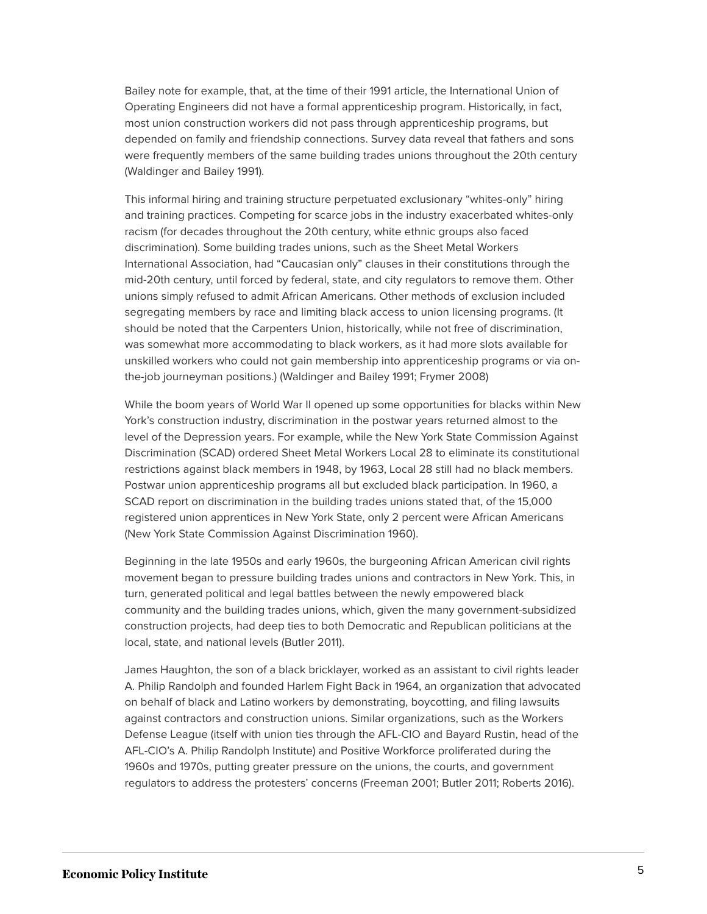Bailey note for example, that, at the time of their 1991 article, the International Union of Operating Engineers did not have a formal apprenticeship program. Historically, in fact, most union construction workers did not pass through apprenticeship programs, but depended on family and friendship connections. Survey data reveal that fathers and sons were frequently members of the same building trades unions throughout the 20th century (Waldinger and Bailey 1991).

This informal hiring and training structure perpetuated exclusionary "whites-only" hiring and training practices. Competing for scarce jobs in the industry exacerbated whites-only racism (for decades throughout the 20th century, white ethnic groups also faced discrimination). Some building trades unions, such as the Sheet Metal Workers International Association, had "Caucasian only" clauses in their constitutions through the mid-20th century, until forced by federal, state, and city regulators to remove them. Other unions simply refused to admit African Americans. Other methods of exclusion included segregating members by race and limiting black access to union licensing programs. (It should be noted that the Carpenters Union, historically, while not free of discrimination, was somewhat more accommodating to black workers, as it had more slots available for unskilled workers who could not gain membership into apprenticeship programs or via on-the-job journeyman positions.) (Waldinger and Bailey 1991; Frymer 2008)

While the boom years of World War II opened up some opportunities for blacks within New York's construction industry, discrimination in the postwar years returned almost to the level of the Depression years. For example, while the New York State Commission Against Discrimination (SCAD) ordered Sheet Metal Workers Local 28 to eliminate its constitutional restrictions against black members in 1948, by 1963, Local 28 still had no black members. Postwar union apprenticeship programs all but excluded black participation. In 1960, a SCAD report on discrimination in the building trades unions stated that, of the 15,000 registered union apprentices in New York State, only 2 percent were African Americans (New York State Commission Against Discrimination 1960).

Beginning in the late 1950s and early 1960s, the burgeoning African American civil rights movement began to pressure building trades unions and contractors in New York. This, in turn, generated political and legal battles between the newly empowered black community and the building trades unions, which, given the many government-subsidized construction projects, had deep ties to both Democratic and Republican politicians at the local, state, and national levels (Butler 2011).

James Haughton, the son of a black bricklayer, worked as an assistant to civil rights leader A. Philip Randolph and founded Harlem Fight Back in 1964, an organization that advocated on behalf of black and Latino workers by demonstrating, boycotting, and filing lawsuits against contractors and construction unions. Similar organizations, such as the Workers Defense League (itself with union ties through the AFL-CIO and Bayard Rustin, head of the AFL-CIO's A. Philip Randolph Institute) and Positive Workforce proliferated during the 1960s and 1970s, putting greater pressure on the unions, the courts, and government regulators to address the protesters' concerns (Freeman 2001; Butler 2011; Roberts 2016).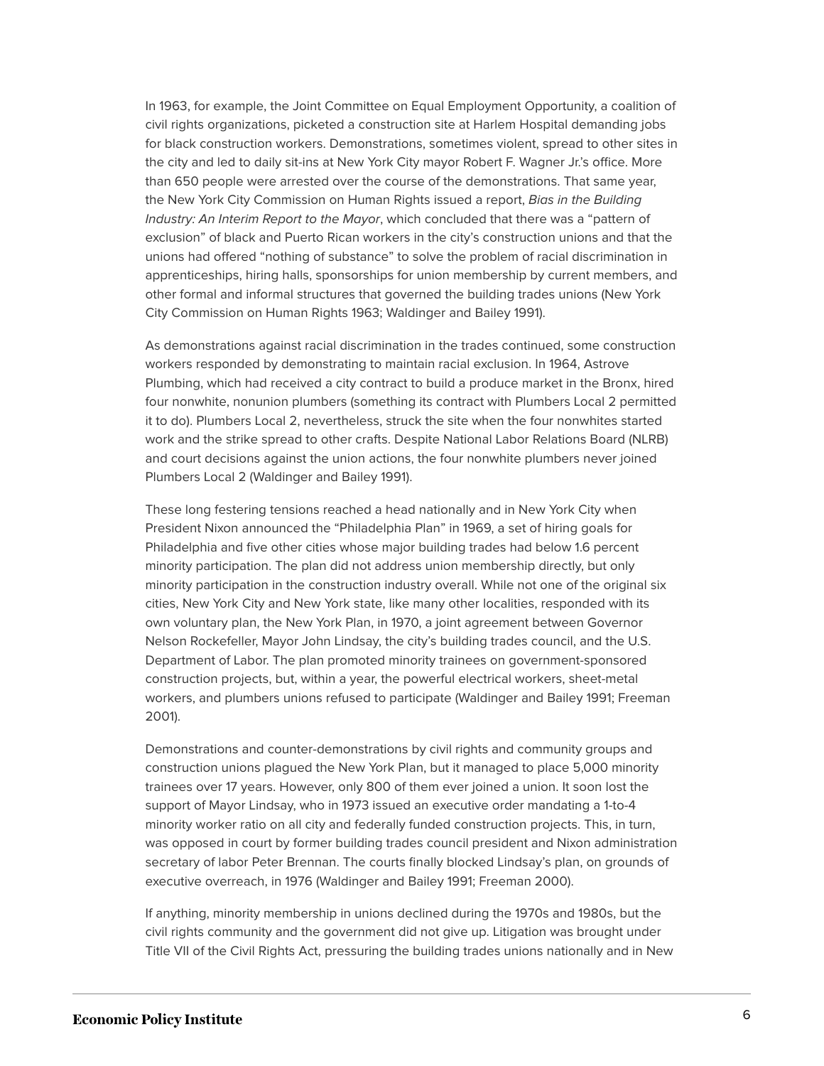In 1963, for example, the Joint Committee on Equal Employment Opportunity, a coalition of civil rights organizations, picketed a construction site at Harlem Hospital demanding jobs for black construction workers. Demonstrations, sometimes violent, spread to other sites in the city and led to daily sit-ins at New York City mayor Robert F. Wagner Jr.'s office. More than 650 people were arrested over the course of the demonstrations. That same year, the New York City Commission on Human Rights issued a report, *Bias in the Building Industry: An Interim Report to the Mayor*, which concluded that there was a "pattern of exclusion" of black and Puerto Rican workers in the city's construction unions and that the unions had offered "nothing of substance" to solve the problem of racial discrimination in apprenticeships, hiring halls, sponsorships for union membership by current members, and other formal and informal structures that governed the building trades unions (New York City Commission on Human Rights 1963; Waldinger and Bailey 1991).

As demonstrations against racial discrimination in the trades continued, some construction workers responded by demonstrating to maintain racial exclusion. In 1964, Astrove Plumbing, which had received a city contract to build a produce market in the Bronx, hired four nonwhite, nonunion plumbers (something its contract with Plumbers Local 2 permitted it to do). Plumbers Local 2, nevertheless, struck the site when the four nonwhites started work and the strike spread to other crafts. Despite National Labor Relations Board (NLRB) and court decisions against the union actions, the four nonwhite plumbers never joined Plumbers Local 2 (Waldinger and Bailey 1991).

These long festering tensions reached a head nationally and in New York City when President Nixon announced the "Philadelphia Plan" in 1969, a set of hiring goals for Philadelphia and five other cities whose major building trades had below 1.6 percent minority participation. The plan did not address union membership directly, but only minority participation in the construction industry overall. While not one of the original six cities, New York City and New York state, like many other localities, responded with its own voluntary plan, the New York Plan, in 1970, a joint agreement between Governor Nelson Rockefeller, Mayor John Lindsay, the city's building trades council, and the U.S. Department of Labor. The plan promoted minority trainees on government-sponsored construction projects, but, within a year, the powerful electrical workers, sheet-metal workers, and plumbers unions refused to participate (Waldinger and Bailey 1991; Freeman 2001).

Demonstrations and counter-demonstrations by civil rights and community groups and construction unions plagued the New York Plan, but it managed to place 5,000 minority trainees over 17 years. However, only 800 of them ever joined a union. It soon lost the support of Mayor Lindsay, who in 1973 issued an executive order mandating a 1-to-4 minority worker ratio on all city and federally funded construction projects. This, in turn, was opposed in court by former building trades council president and Nixon administration secretary of labor Peter Brennan. The courts finally blocked Lindsay's plan, on grounds of executive overreach, in 1976 (Waldinger and Bailey 1991; Freeman 2000).

If anything, minority membership in unions declined during the 1970s and 1980s, but the civil rights community and the government did not give up. Litigation was brought under Title VII of the Civil Rights Act, pressuring the building trades unions nationally and in New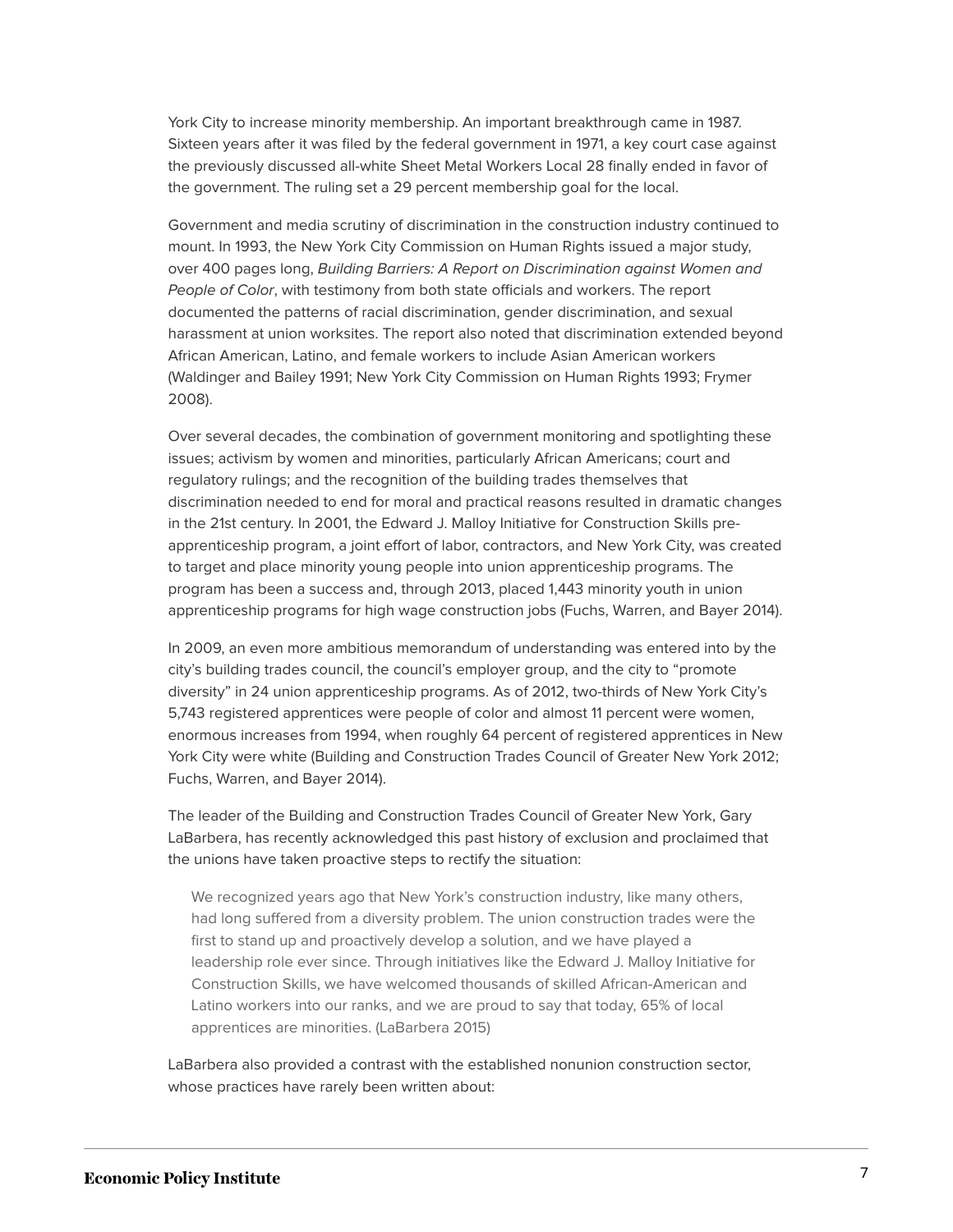York City to increase minority membership. An important breakthrough came in 1987. Sixteen years after it was filed by the federal government in 1971, a key court case against the previously discussed all-white Sheet Metal Workers Local 28 finally ended in favor of the government. The ruling set a 29 percent membership goal for the local.

Government and media scrutiny of discrimination in the construction industry continued to mount. In 1993, the New York City Commission on Human Rights issued a major study, over 400 pages long, *Building Barriers: A Report on Discrimination against Women and People of Color*, with testimony from both state officials and workers. The report documented the patterns of racial discrimination, gender discrimination, and sexual harassment at union worksites. The report also noted that discrimination extended beyond African American, Latino, and female workers to include Asian American workers (Waldinger and Bailey 1991; New York City Commission on Human Rights 1993; Frymer 2008).

Over several decades, the combination of government monitoring and spotlighting these issues; activism by women and minorities, particularly African Americans; court and regulatory rulings; and the recognition of the building trades themselves that discrimination needed to end for moral and practical reasons resulted in dramatic changes in the 21st century. In 2001, the Edward J. Malloy Initiative for Construction Skills pre-apprenticeship program, a joint effort of labor, contractors, and New York City, was created to target and place minority young people into union apprenticeship programs. The program has been a success and, through 2013, placed 1,443 minority youth in union apprenticeship programs for high wage construction jobs (Fuchs, Warren, and Bayer 2014).

In 2009, an even more ambitious memorandum of understanding was entered into by the city's building trades council, the council's employer group, and the city to "promote diversity" in 24 union apprenticeship programs. As of 2012, two-thirds of New York City's 5,743 registered apprentices were people of color and almost 11 percent were women, enormous increases from 1994, when roughly 64 percent of registered apprentices in New York City were white (Building and Construction Trades Council of Greater New York 2012; Fuchs, Warren, and Bayer 2014).

The leader of the Building and Construction Trades Council of Greater New York, Gary LaBarbera, has recently acknowledged this past history of exclusion and proclaimed that the unions have taken proactive steps to rectify the situation:

> We recognized years ago that New York's construction industry, like many others, had long suffered from a diversity problem. The union construction trades were the first to stand up and proactively develop a solution, and we have played a leadership role ever since. Through initiatives like the Edward J. Malloy Initiative for Construction Skills, we have welcomed thousands of skilled African-American and Latino workers into our ranks, and we are proud to say that today, 65% of local apprentices are minorities. (LaBarbera 2015)

LaBarbera also provided a contrast with the established nonunion construction sector, whose practices have rarely been written about: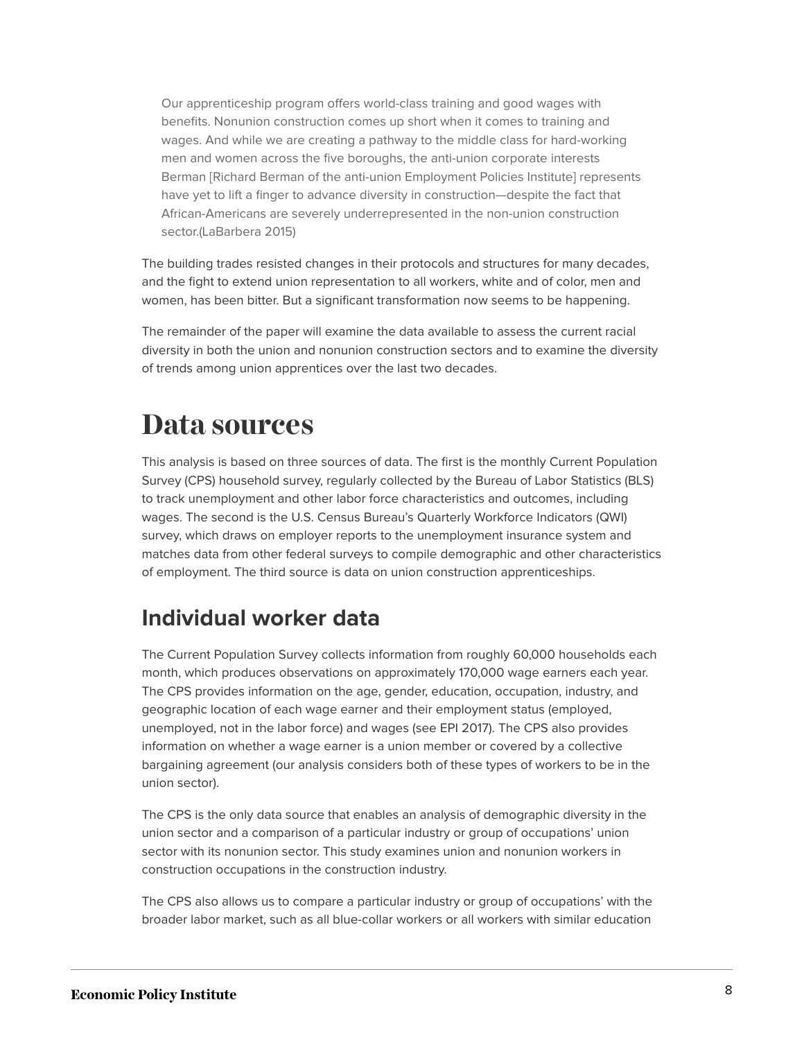> Our apprenticeship program offers world-class training and good wages with benefits. Nonunion construction comes up short when it comes to training and wages. And while we are creating a pathway to the middle class for hard-working men and women across the five boroughs, the anti-union corporate interests Berman [Richard Berman of the anti-union Employment Policies Institute] represents have yet to lift a finger to advance diversity in construction—despite the fact that African-Americans are severely underrepresented in the non-union construction sector.(LaBarbera 2015)

The building trades resisted changes in their protocols and structures for many decades, and the fight to extend union representation to all workers, white and of color, men and women, has been bitter. But a significant transformation now seems to be happening.

The remainder of the paper will examine the data available to assess the current racial diversity in both the union and nonunion construction sectors and to examine the diversity of trends among union apprentices over the last two decades.

# Data sources

This analysis is based on three sources of data. The first is the monthly Current Population Survey (CPS) household survey, regularly collected by the Bureau of Labor Statistics (BLS) to track unemployment and other labor force characteristics and outcomes, including wages. The second is the U.S. Census Bureau's Quarterly Workforce Indicators (QWI) survey, which draws on employer reports to the unemployment insurance system and matches data from other federal surveys to compile demographic and other characteristics of employment. The third source is data on union construction apprenticeships.

## Individual worker data

The Current Population Survey collects information from roughly 60,000 households each month, which produces observations on approximately 170,000 wage earners each year. The CPS provides information on the age, gender, education, occupation, industry, and geographic location of each wage earner and their employment status (employed, unemployed, not in the labor force) and wages (see EPI 2017). The CPS also provides information on whether a wage earner is a union member or covered by a collective bargaining agreement (our analysis considers both of these types of workers to be in the union sector).

The CPS is the only data source that enables an analysis of demographic diversity in the union sector and a comparison of a particular industry or group of occupations' union sector with its nonunion sector. This study examines union and nonunion workers in construction occupations in the construction industry.

The CPS also allows us to compare a particular industry or group of occupations' with the broader labor market, such as all blue-collar workers or all workers with similar education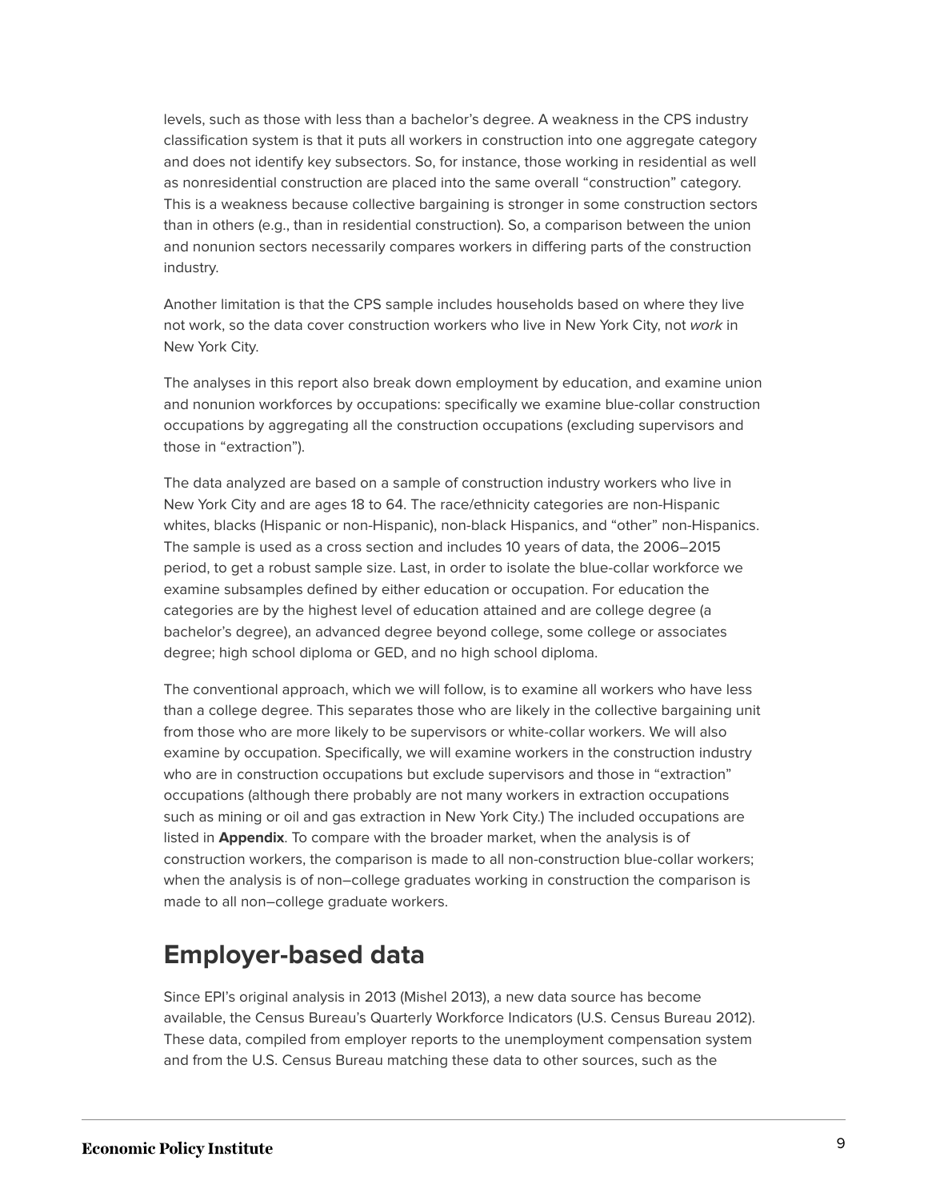levels, such as those with less than a bachelor's degree. A weakness in the CPS industry classification system is that it puts all workers in construction into one aggregate category and does not identify key subsectors. So, for instance, those working in residential as well as nonresidential construction are placed into the same overall "construction" category. This is a weakness because collective bargaining is stronger in some construction sectors than in others (e.g., than in residential construction). So, a comparison between the union and nonunion sectors necessarily compares workers in differing parts of the construction industry.

Another limitation is that the CPS sample includes households based on where they live not work, so the data cover construction workers who live in New York City, not *work* in New York City.

The analyses in this report also break down employment by education, and examine union and nonunion workforces by occupations: specifically we examine blue-collar construction occupations by aggregating all the construction occupations (excluding supervisors and those in "extraction").

The data analyzed are based on a sample of construction industry workers who live in New York City and are ages 18 to 64. The race/ethnicity categories are non-Hispanic whites, blacks (Hispanic or non-Hispanic), non-black Hispanics, and "other" non-Hispanics. The sample is used as a cross section and includes 10 years of data, the 2006–2015 period, to get a robust sample size. Last, in order to isolate the blue-collar workforce we examine subsamples defined by either education or occupation. For education the categories are by the highest level of education attained and are college degree (a bachelor's degree), an advanced degree beyond college, some college or associates degree; high school diploma or GED, and no high school diploma.

The conventional approach, which we will follow, is to examine all workers who have less than a college degree. This separates those who are likely in the collective bargaining unit from those who are more likely to be supervisors or white-collar workers. We will also examine by occupation. Specifically, we will examine workers in the construction industry who are in construction occupations but exclude supervisors and those in "extraction" occupations (although there probably are not many workers in extraction occupations such as mining or oil and gas extraction in New York City.) The included occupations are listed in **Appendix**. To compare with the broader market, when the analysis is of construction workers, the comparison is made to all non-construction blue-collar workers; when the analysis is of non–college graduates working in construction the comparison is made to all non–college graduate workers.

## Employer-based data

Since EPI's original analysis in 2013 (Mishel 2013), a new data source has become available, the Census Bureau's Quarterly Workforce Indicators (U.S. Census Bureau 2012). These data, compiled from employer reports to the unemployment compensation system and from the U.S. Census Bureau matching these data to other sources, such as the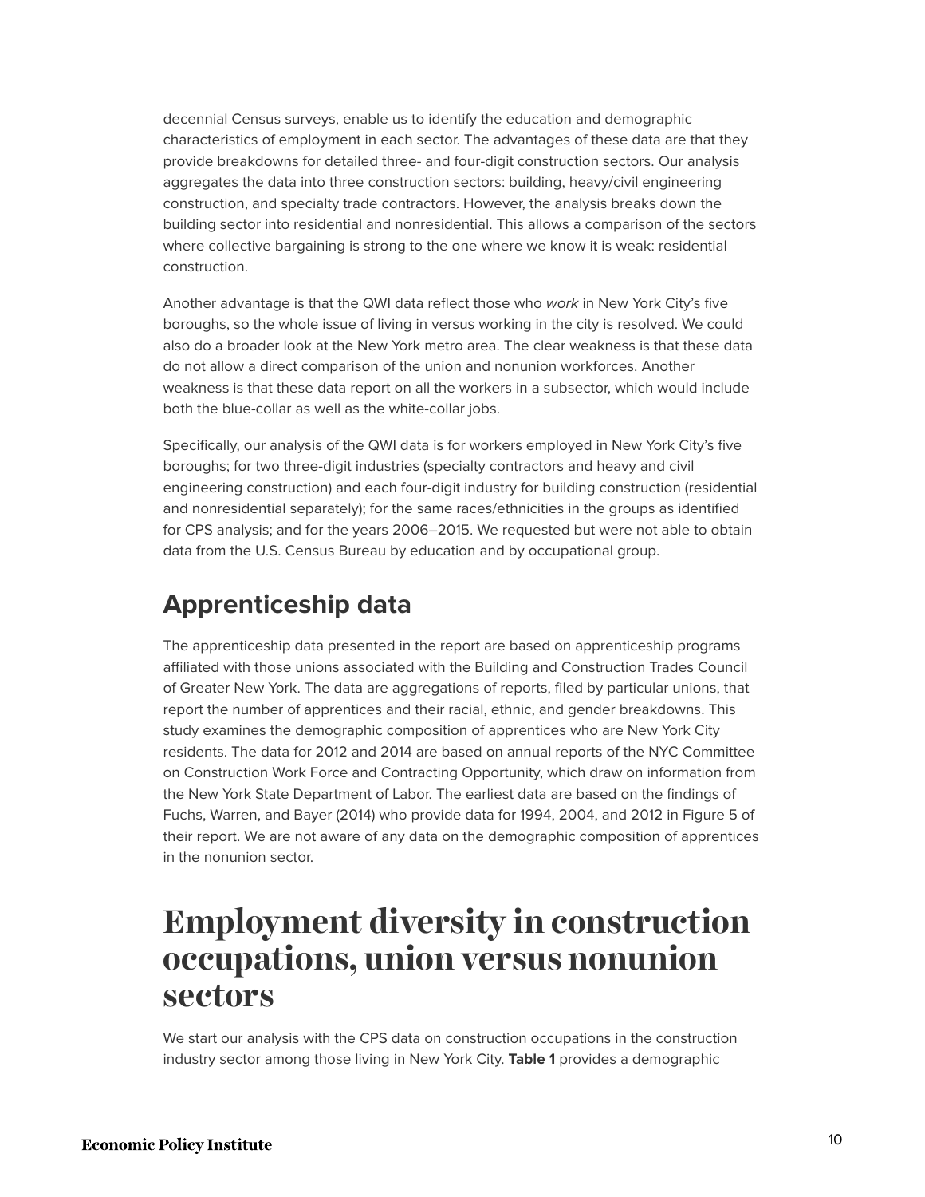decennial Census surveys, enable us to identify the education and demographic characteristics of employment in each sector. The advantages of these data are that they provide breakdowns for detailed three- and four-digit construction sectors. Our analysis aggregates the data into three construction sectors: building, heavy/civil engineering construction, and specialty trade contractors. However, the analysis breaks down the building sector into residential and nonresidential. This allows a comparison of the sectors where collective bargaining is strong to the one where we know it is weak: residential construction.

Another advantage is that the QWI data reflect those who *work* in New York City's five boroughs, so the whole issue of living in versus working in the city is resolved. We could also do a broader look at the New York metro area. The clear weakness is that these data do not allow a direct comparison of the union and nonunion workforces. Another weakness is that these data report on all the workers in a subsector, which would include both the blue-collar as well as the white-collar jobs.

Specifically, our analysis of the QWI data is for workers employed in New York City's five boroughs; for two three-digit industries (specialty contractors and heavy and civil engineering construction) and each four-digit industry for building construction (residential and nonresidential separately); for the same races/ethnicities in the groups as identified for CPS analysis; and for the years 2006–2015. We requested but were not able to obtain data from the U.S. Census Bureau by education and by occupational group.

## Apprenticeship data

The apprenticeship data presented in the report are based on apprenticeship programs affiliated with those unions associated with the Building and Construction Trades Council of Greater New York. The data are aggregations of reports, filed by particular unions, that report the number of apprentices and their racial, ethnic, and gender breakdowns. This study examines the demographic composition of apprentices who are New York City residents. The data for 2012 and 2014 are based on annual reports of the NYC Committee on Construction Work Force and Contracting Opportunity, which draw on information from the New York State Department of Labor. The earliest data are based on the findings of Fuchs, Warren, and Bayer (2014) who provide data for 1994, 2004, and 2012 in Figure 5 of their report. We are not aware of any data on the demographic composition of apprentices in the nonunion sector.

# Employment diversity in construction occupations, union versus nonunion sectors

We start our analysis with the CPS data on construction occupations in the construction industry sector among those living in New York City. **Table 1** provides a demographic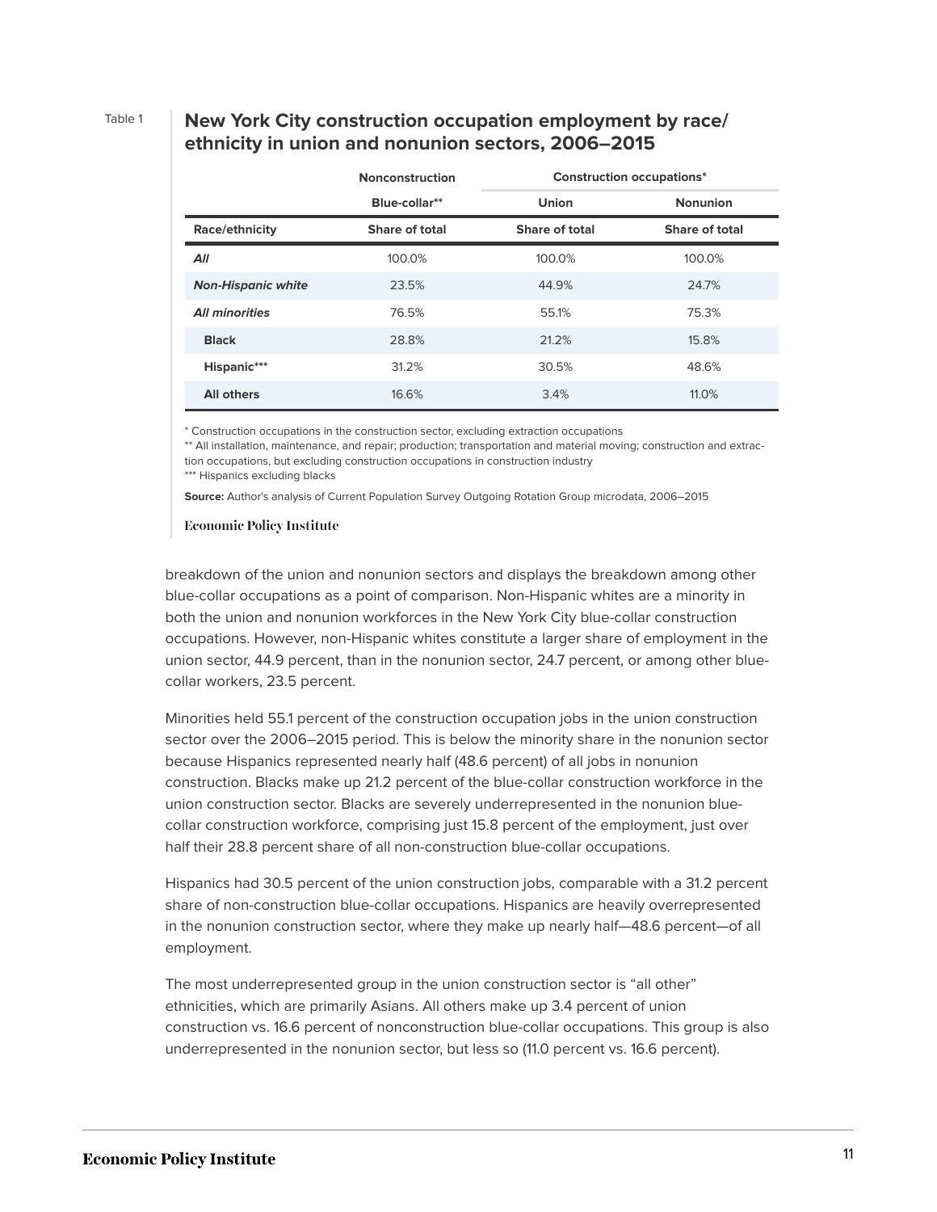Table 1

## New York City construction occupation employment by race/ethnicity in union and nonunion sectors, 2006–2015

| | Nonconstruction | Construction occupations* | |
|---|---|---|---|
| | Blue-collar** | Union | Nonunion |
| Race/ethnicity | Share of total | Share of total | Share of total |
| ***All*** | 100.0% | 100.0% | 100.0% |
| ***Non-Hispanic white*** | 23.5% | 44.9% | 24.7% |
| ***All minorities*** | 76.5% | 55.1% | 75.3% |
| **Black** | 28.8% | 21.2% | 15.8% |
| **Hispanic***** | 31.2% | 30.5% | 48.6% |
| **All others** | 16.6% | 3.4% | 11.0% |

* Construction occupations in the construction sector, excluding extraction occupations

** All installation, maintenance, and repair; production; transportation and material moving; construction and extraction occupations, but excluding construction occupations in construction industry

*** Hispanics excluding blacks

**Source:** Author's analysis of Current Population Survey Outgoing Rotation Group microdata, 2006–2015

Economic Policy Institute

breakdown of the union and nonunion sectors and displays the breakdown among other blue-collar occupations as a point of comparison. Non-Hispanic whites are a minority in both the union and nonunion workforces in the New York City blue-collar construction occupations. However, non-Hispanic whites constitute a larger share of employment in the union sector, 44.9 percent, than in the nonunion sector, 24.7 percent, or among other blue-collar workers, 23.5 percent.

Minorities held 55.1 percent of the construction occupation jobs in the union construction sector over the 2006–2015 period. This is below the minority share in the nonunion sector because Hispanics represented nearly half (48.6 percent) of all jobs in nonunion construction. Blacks make up 21.2 percent of the blue-collar construction workforce in the union construction sector. Blacks are severely underrepresented in the nonunion blue-collar construction workforce, comprising just 15.8 percent of the employment, just over half their 28.8 percent share of all non-construction blue-collar occupations.

Hispanics had 30.5 percent of the union construction jobs, comparable with a 31.2 percent share of non-construction blue-collar occupations. Hispanics are heavily overrepresented in the nonunion construction sector, where they make up nearly half—48.6 percent—of all employment.

The most underrepresented group in the union construction sector is "all other" ethnicities, which are primarily Asians. All others make up 3.4 percent of union construction vs. 16.6 percent of nonconstruction blue-collar occupations. This group is also underrepresented in the nonunion sector, but less so (11.0 percent vs. 16.6 percent).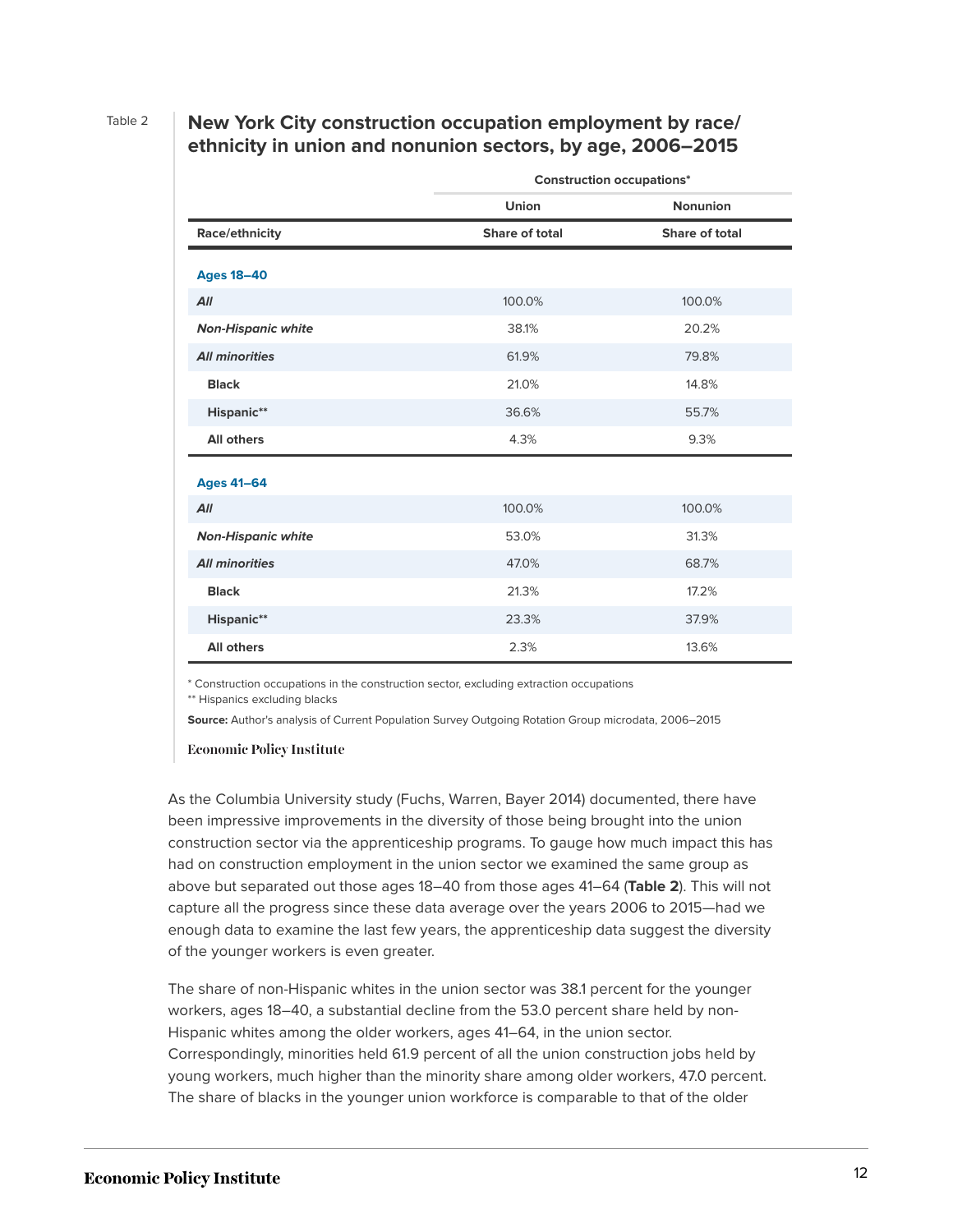Table 2

**New York City construction occupation employment by race/ethnicity in union and nonunion sectors, by age, 2006–2015**

| | Construction occupations* | |
|---|---|---|
| | Union | Nonunion |
| Race/ethnicity | Share of total | Share of total |
| **Ages 18–40** | | |
| ***All*** | 100.0% | 100.0% |
| ***Non-Hispanic white*** | 38.1% | 20.2% |
| ***All minorities*** | 61.9% | 79.8% |
| Black | 21.0% | 14.8% |
| Hispanic** | 36.6% | 55.7% |
| All others | 4.3% | 9.3% |
| **Ages 41–64** | | |
| ***All*** | 100.0% | 100.0% |
| ***Non-Hispanic white*** | 53.0% | 31.3% |
| ***All minorities*** | 47.0% | 68.7% |
| Black | 21.3% | 17.2% |
| Hispanic** | 23.3% | 37.9% |
| All others | 2.3% | 13.6% |

\* Construction occupations in the construction sector, excluding extraction occupations

** Hispanics excluding blacks

**Source:** Author's analysis of Current Population Survey Outgoing Rotation Group microdata, 2006–2015

Economic Policy Institute

As the Columbia University study (Fuchs, Warren, Bayer 2014) documented, there have been impressive improvements in the diversity of those being brought into the union construction sector via the apprenticeship programs. To gauge how much impact this has had on construction employment in the union sector we examined the same group as above but separated out those ages 18–40 from those ages 41–64 (**Table 2**). This will not capture all the progress since these data average over the years 2006 to 2015—had we enough data to examine the last few years, the apprenticeship data suggest the diversity of the younger workers is even greater.

The share of non-Hispanic whites in the union sector was 38.1 percent for the younger workers, ages 18–40, a substantial decline from the 53.0 percent share held by non-Hispanic whites among the older workers, ages 41–64, in the union sector. Correspondingly, minorities held 61.9 percent of all the union construction jobs held by young workers, much higher than the minority share among older workers, 47.0 percent. The share of blacks in the younger union workforce is comparable to that of the older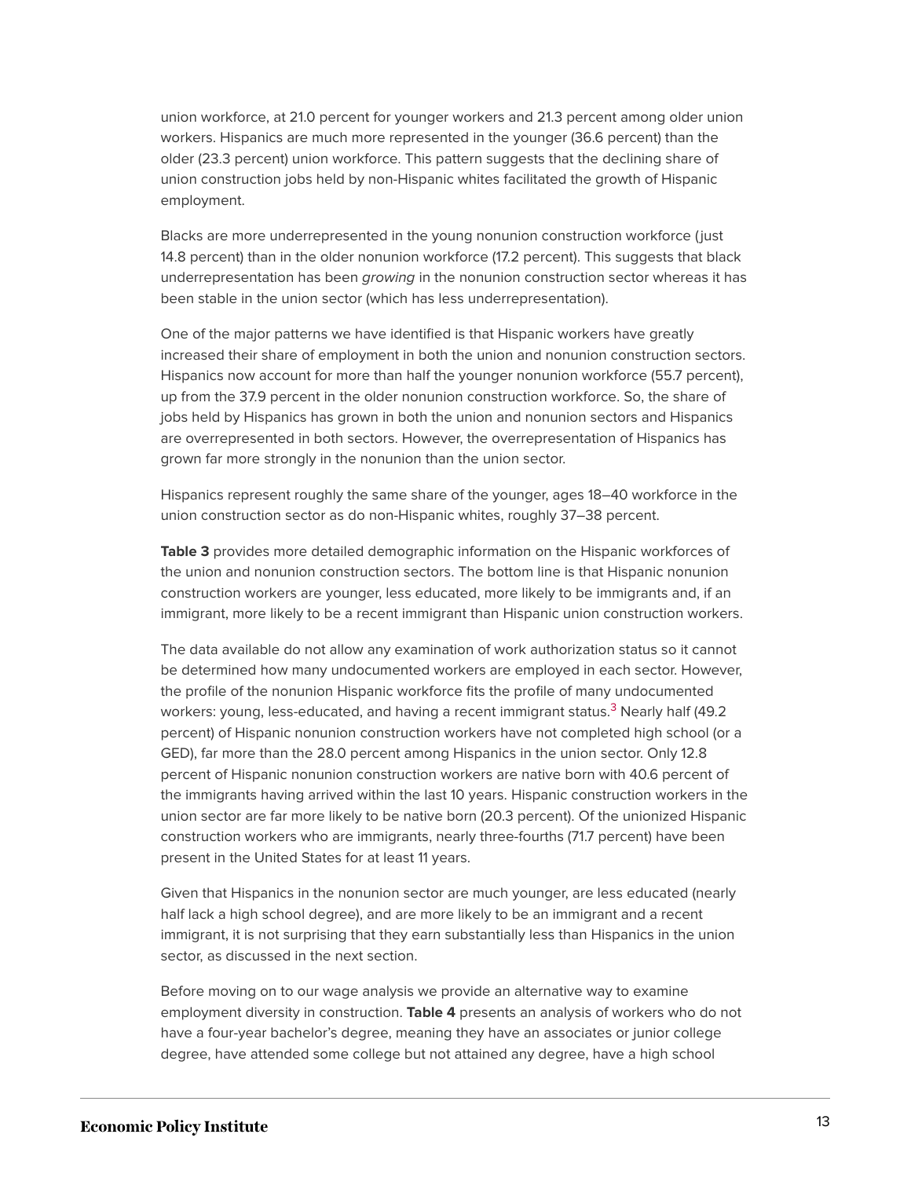union workforce, at 21.0 percent for younger workers and 21.3 percent among older union workers. Hispanics are much more represented in the younger (36.6 percent) than the older (23.3 percent) union workforce. This pattern suggests that the declining share of union construction jobs held by non-Hispanic whites facilitated the growth of Hispanic employment.

Blacks are more underrepresented in the young nonunion construction workforce (just 14.8 percent) than in the older nonunion workforce (17.2 percent). This suggests that black underrepresentation has been *growing* in the nonunion construction sector whereas it has been stable in the union sector (which has less underrepresentation).

One of the major patterns we have identified is that Hispanic workers have greatly increased their share of employment in both the union and nonunion construction sectors. Hispanics now account for more than half the younger nonunion workforce (55.7 percent), up from the 37.9 percent in the older nonunion construction workforce. So, the share of jobs held by Hispanics has grown in both the union and nonunion sectors and Hispanics are overrepresented in both sectors. However, the overrepresentation of Hispanics has grown far more strongly in the nonunion than the union sector.

Hispanics represent roughly the same share of the younger, ages 18–40 workforce in the union construction sector as do non-Hispanic whites, roughly 37–38 percent.

**Table 3** provides more detailed demographic information on the Hispanic workforces of the union and nonunion construction sectors. The bottom line is that Hispanic nonunion construction workers are younger, less educated, more likely to be immigrants and, if an immigrant, more likely to be a recent immigrant than Hispanic union construction workers.

The data available do not allow any examination of work authorization status so it cannot be determined how many undocumented workers are employed in each sector. However, the profile of the nonunion Hispanic workforce fits the profile of many undocumented workers: young, less-educated, and having a recent immigrant status.[3] Nearly half (49.2 percent) of Hispanic nonunion construction workers have not completed high school (or a GED), far more than the 28.0 percent among Hispanics in the union sector. Only 12.8 percent of Hispanic nonunion construction workers are native born with 40.6 percent of the immigrants having arrived within the last 10 years. Hispanic construction workers in the union sector are far more likely to be native born (20.3 percent). Of the unionized Hispanic construction workers who are immigrants, nearly three-fourths (71.7 percent) have been present in the United States for at least 11 years.

Given that Hispanics in the nonunion sector are much younger, are less educated (nearly half lack a high school degree), and are more likely to be an immigrant and a recent immigrant, it is not surprising that they earn substantially less than Hispanics in the union sector, as discussed in the next section.

Before moving on to our wage analysis we provide an alternative way to examine employment diversity in construction. **Table 4** presents an analysis of workers who do not have a four-year bachelor's degree, meaning they have an associates or junior college degree, have attended some college but not attained any degree, have a high school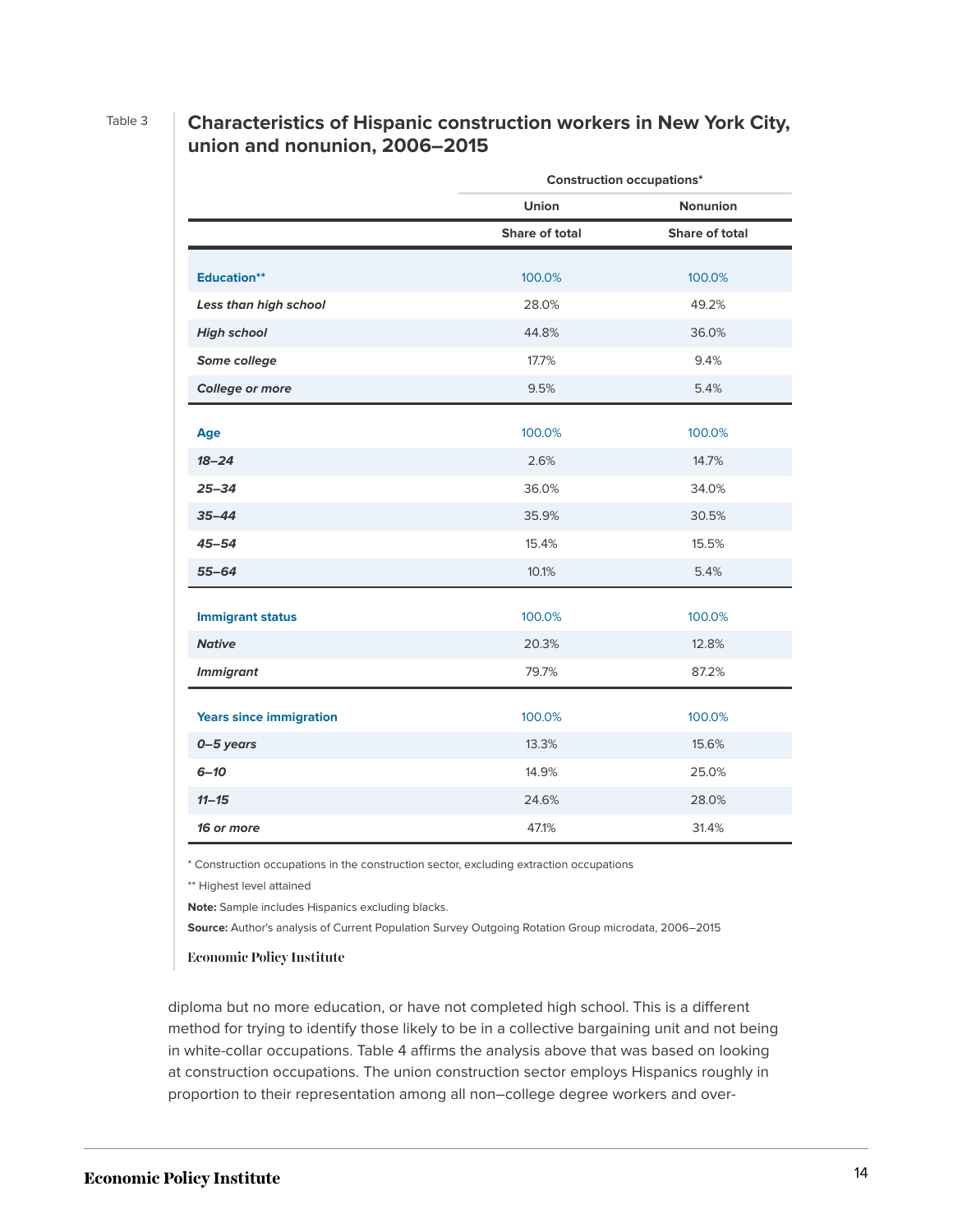Table 3

**Characteristics of Hispanic construction workers in New York City, union and nonunion, 2006–2015**

| | Construction occupations* | |
|---|---|---|
| | Union | Nonunion |
| | Share of total | Share of total |
| **Education**** | 100.0% | 100.0% |
| ***Less than high school*** | 28.0% | 49.2% |
| ***High school*** | 44.8% | 36.0% |
| ***Some college*** | 17.7% | 9.4% |
| ***College or more*** | 9.5% | 5.4% |
| **Age** | 100.0% | 100.0% |
| ***18–24*** | 2.6% | 14.7% |
| ***25–34*** | 36.0% | 34.0% |
| ***35–44*** | 35.9% | 30.5% |
| ***45–54*** | 15.4% | 15.5% |
| ***55–64*** | 10.1% | 5.4% |
| **Immigrant status** | 100.0% | 100.0% |
| ***Native*** | 20.3% | 12.8% |
| ***Immigrant*** | 79.7% | 87.2% |
| **Years since immigration** | 100.0% | 100.0% |
| ***0–5 years*** | 13.3% | 15.6% |
| ***6–10*** | 14.9% | 25.0% |
| ***11–15*** | 24.6% | 28.0% |
| ***16 or more*** | 47.1% | 31.4% |

* Construction occupations in the construction sector, excluding extraction occupations

** Highest level attained

**Note:** Sample includes Hispanics excluding blacks.

**Source:** Author's analysis of Current Population Survey Outgoing Rotation Group microdata, 2006–2015

Economic Policy Institute

diploma but no more education, or have not completed high school. This is a different method for trying to identify those likely to be in a collective bargaining unit and not being in white-collar occupations. Table 4 affirms the analysis above that was based on looking at construction occupations. The union construction sector employs Hispanics roughly in proportion to their representation among all non–college degree workers and over-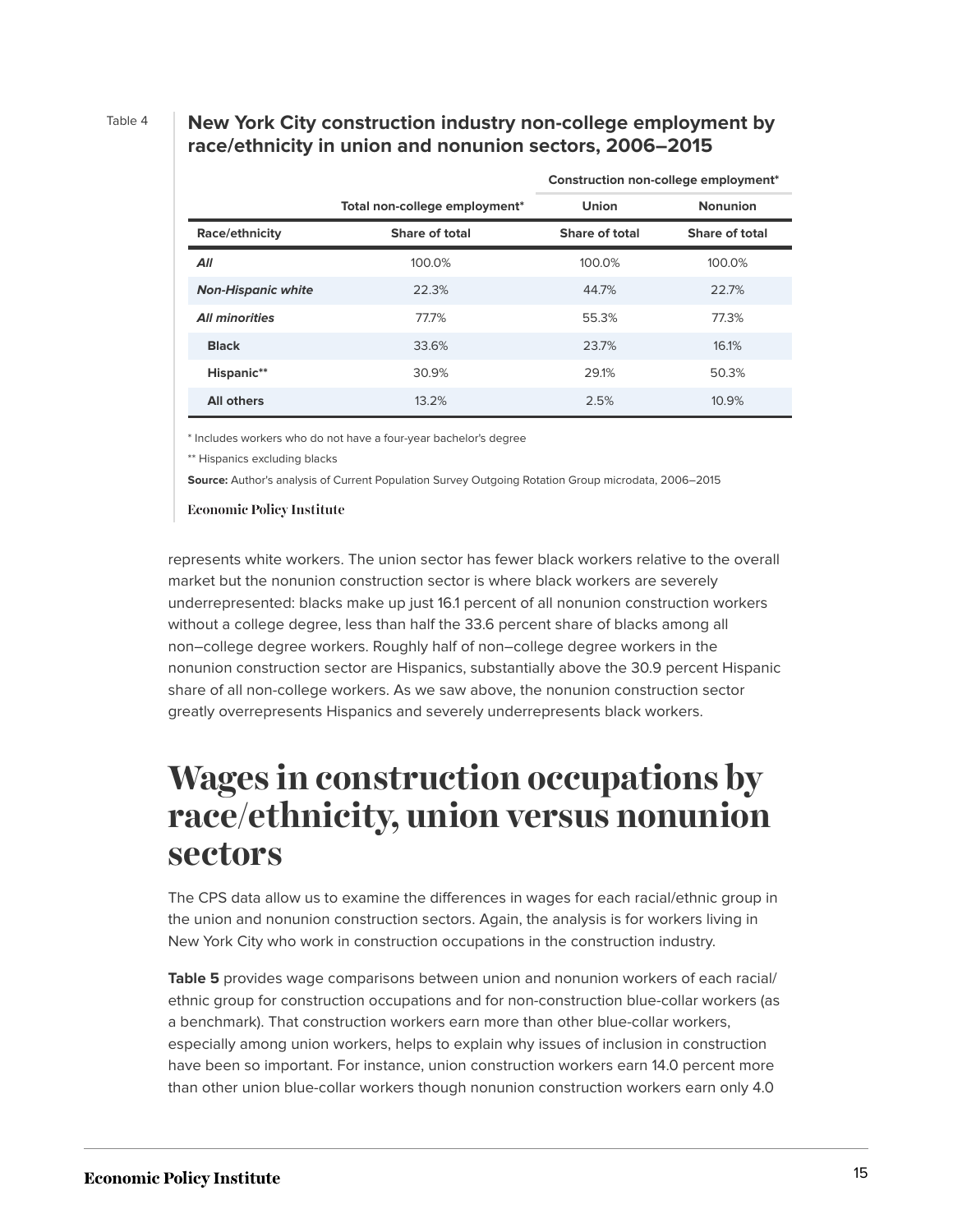Table 4

**New York City construction industry non-college employment by race/ethnicity in union and nonunion sectors, 2006–2015**

| | Total non-college employment* | Construction non-college employment* | |
|---|---|---|---|
| | | Union | Nonunion |
| Race/ethnicity | Share of total | Share of total | Share of total |
| ***All*** | 100.0% | 100.0% | 100.0% |
| ***Non-Hispanic white*** | 22.3% | 44.7% | 22.7% |
| ***All minorities*** | 77.7% | 55.3% | 77.3% |
| **Black** | 33.6% | 23.7% | 16.1% |
| **Hispanic**** | 30.9% | 29.1% | 50.3% |
| **All others** | 13.2% | 2.5% | 10.9% |

* Includes workers who do not have a four-year bachelor's degree

** Hispanics excluding blacks

**Source:** Author's analysis of Current Population Survey Outgoing Rotation Group microdata, 2006–2015

Economic Policy Institute

represents white workers. The union sector has fewer black workers relative to the overall market but the nonunion construction sector is where black workers are severely underrepresented: blacks make up just 16.1 percent of all nonunion construction workers without a college degree, less than half the 33.6 percent share of blacks among all non–college degree workers. Roughly half of non–college degree workers in the nonunion construction sector are Hispanics, substantially above the 30.9 percent Hispanic share of all non-college workers. As we saw above, the nonunion construction sector greatly overrepresents Hispanics and severely underrepresents black workers.

# Wages in construction occupations by race/ethnicity, union versus nonunion sectors

The CPS data allow us to examine the differences in wages for each racial/ethnic group in the union and nonunion construction sectors. Again, the analysis is for workers living in New York City who work in construction occupations in the construction industry.

**Table 5** provides wage comparisons between union and nonunion workers of each racial/ethnic group for construction occupations and for non-construction blue-collar workers (as a benchmark). That construction workers earn more than other blue-collar workers, especially among union workers, helps to explain why issues of inclusion in construction have been so important. For instance, union construction workers earn 14.0 percent more than other union blue-collar workers though nonunion construction workers earn only 4.0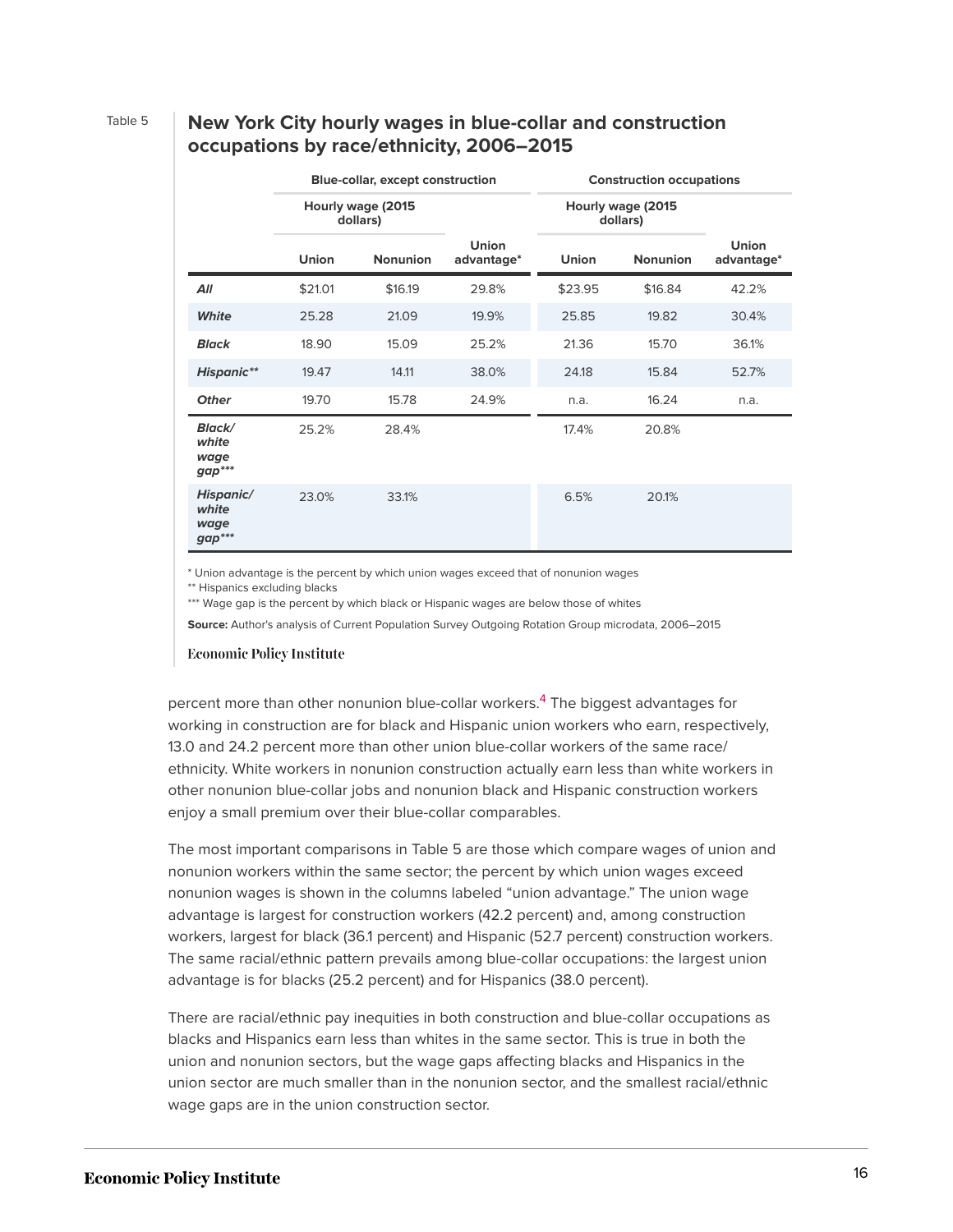Table 5

## New York City hourly wages in blue-collar and construction occupations by race/ethnicity, 2006–2015

| | Blue-collar, except construction | | | Construction occupations | | |
|---|---|---|---|---|---|---|
| | Hourly wage (2015 dollars) | | | Hourly wage (2015 dollars) | | |
| | Union | Nonunion | Union advantage* | Union | Nonunion | Union advantage* |
| ***All*** | $21.01 | $16.19 | 29.8% | $23.95 | $16.84 | 42.2% |
| ***White*** | 25.28 | 21.09 | 19.9% | 25.85 | 19.82 | 30.4% |
| ***Black*** | 18.90 | 15.09 | 25.2% | 21.36 | 15.70 | 36.1% |
| ***Hispanic**** | 19.47 | 14.11 | 38.0% | 24.18 | 15.84 | 52.7% |
| ***Other*** | 19.70 | 15.78 | 24.9% | n.a. | 16.24 | n.a. |
| ***Black/ white wage gap***** | 25.2% | 28.4% | | 17.4% | 20.8% | |
| ***Hispanic/ white wage gap***** | 23.0% | 33.1% | | 6.5% | 20.1% | |

\* Union advantage is the percent by which union wages exceed that of nonunion wages

** Hispanics excluding blacks

*** Wage gap is the percent by which black or Hispanic wages are below those of whites

**Source:** Author's analysis of Current Population Survey Outgoing Rotation Group microdata, 2006–2015

Economic Policy Institute

percent more than other nonunion blue-collar workers.[4] The biggest advantages for working in construction are for black and Hispanic union workers who earn, respectively, 13.0 and 24.2 percent more than other union blue-collar workers of the same race/ethnicity. White workers in nonunion construction actually earn less than white workers in other nonunion blue-collar jobs and nonunion black and Hispanic construction workers enjoy a small premium over their blue-collar comparables.

The most important comparisons in Table 5 are those which compare wages of union and nonunion workers within the same sector; the percent by which union wages exceed nonunion wages is shown in the columns labeled "union advantage." The union wage advantage is largest for construction workers (42.2 percent) and, among construction workers, largest for black (36.1 percent) and Hispanic (52.7 percent) construction workers. The same racial/ethnic pattern prevails among blue-collar occupations: the largest union advantage is for blacks (25.2 percent) and for Hispanics (38.0 percent).

There are racial/ethnic pay inequities in both construction and blue-collar occupations as blacks and Hispanics earn less than whites in the same sector. This is true in both the union and nonunion sectors, but the wage gaps affecting blacks and Hispanics in the union sector are much smaller than in the nonunion sector, and the smallest racial/ethnic wage gaps are in the union construction sector.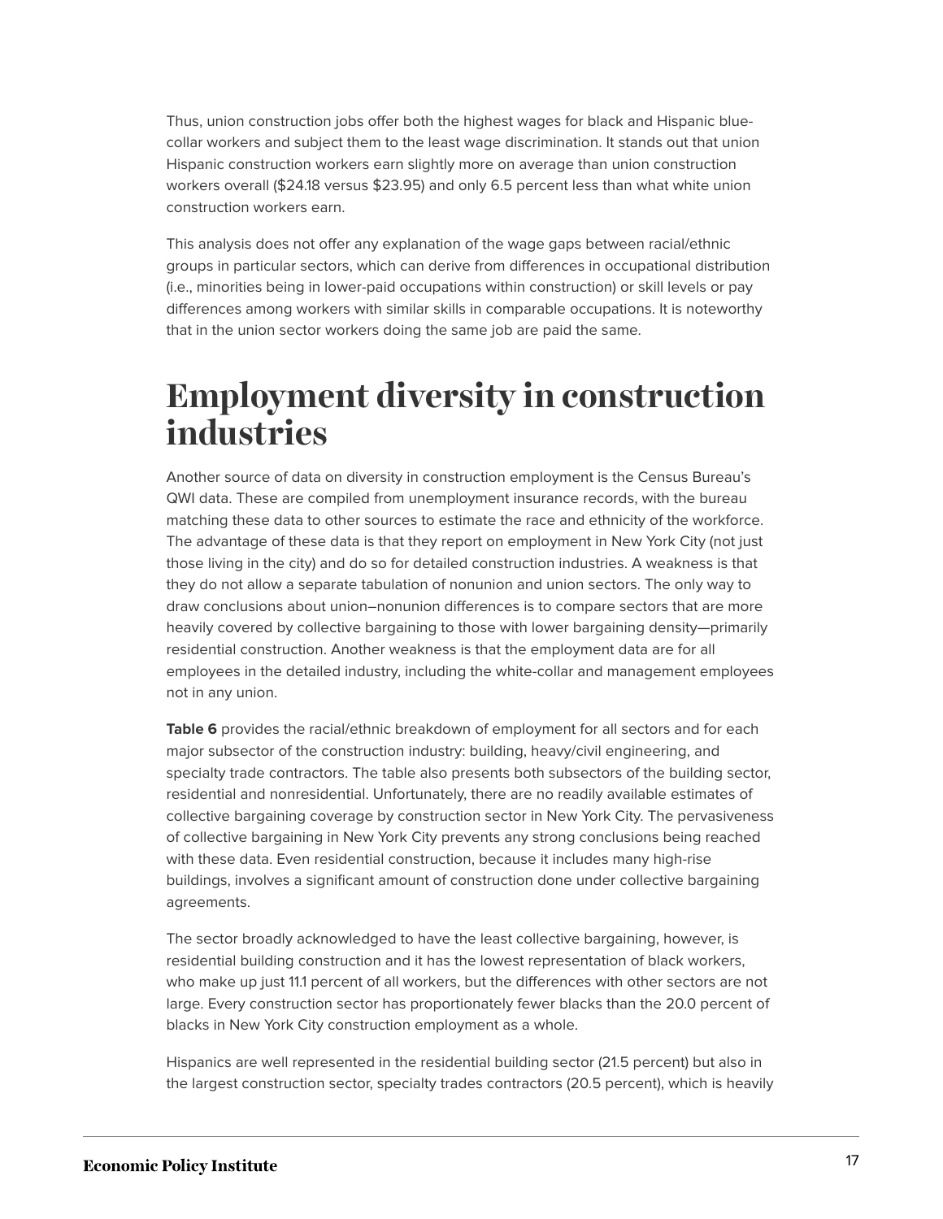Thus, union construction jobs offer both the highest wages for black and Hispanic blue-collar workers and subject them to the least wage discrimination. It stands out that union Hispanic construction workers earn slightly more on average than union construction workers overall ($24.18 versus $23.95) and only 6.5 percent less than what white union construction workers earn.

This analysis does not offer any explanation of the wage gaps between racial/ethnic groups in particular sectors, which can derive from differences in occupational distribution (i.e., minorities being in lower-paid occupations within construction) or skill levels or pay differences among workers with similar skills in comparable occupations. It is noteworthy that in the union sector workers doing the same job are paid the same.

# Employment diversity in construction industries

Another source of data on diversity in construction employment is the Census Bureau's QWI data. These are compiled from unemployment insurance records, with the bureau matching these data to other sources to estimate the race and ethnicity of the workforce. The advantage of these data is that they report on employment in New York City (not just those living in the city) and do so for detailed construction industries. A weakness is that they do not allow a separate tabulation of nonunion and union sectors. The only way to draw conclusions about union–nonunion differences is to compare sectors that are more heavily covered by collective bargaining to those with lower bargaining density—primarily residential construction. Another weakness is that the employment data are for all employees in the detailed industry, including the white-collar and management employees not in any union.

**Table 6** provides the racial/ethnic breakdown of employment for all sectors and for each major subsector of the construction industry: building, heavy/civil engineering, and specialty trade contractors. The table also presents both subsectors of the building sector, residential and nonresidential. Unfortunately, there are no readily available estimates of collective bargaining coverage by construction sector in New York City. The pervasiveness of collective bargaining in New York City prevents any strong conclusions being reached with these data. Even residential construction, because it includes many high-rise buildings, involves a significant amount of construction done under collective bargaining agreements.

The sector broadly acknowledged to have the least collective bargaining, however, is residential building construction and it has the lowest representation of black workers, who make up just 11.1 percent of all workers, but the differences with other sectors are not large. Every construction sector has proportionately fewer blacks than the 20.0 percent of blacks in New York City construction employment as a whole.

Hispanics are well represented in the residential building sector (21.5 percent) but also in the largest construction sector, specialty trades contractors (20.5 percent), which is heavily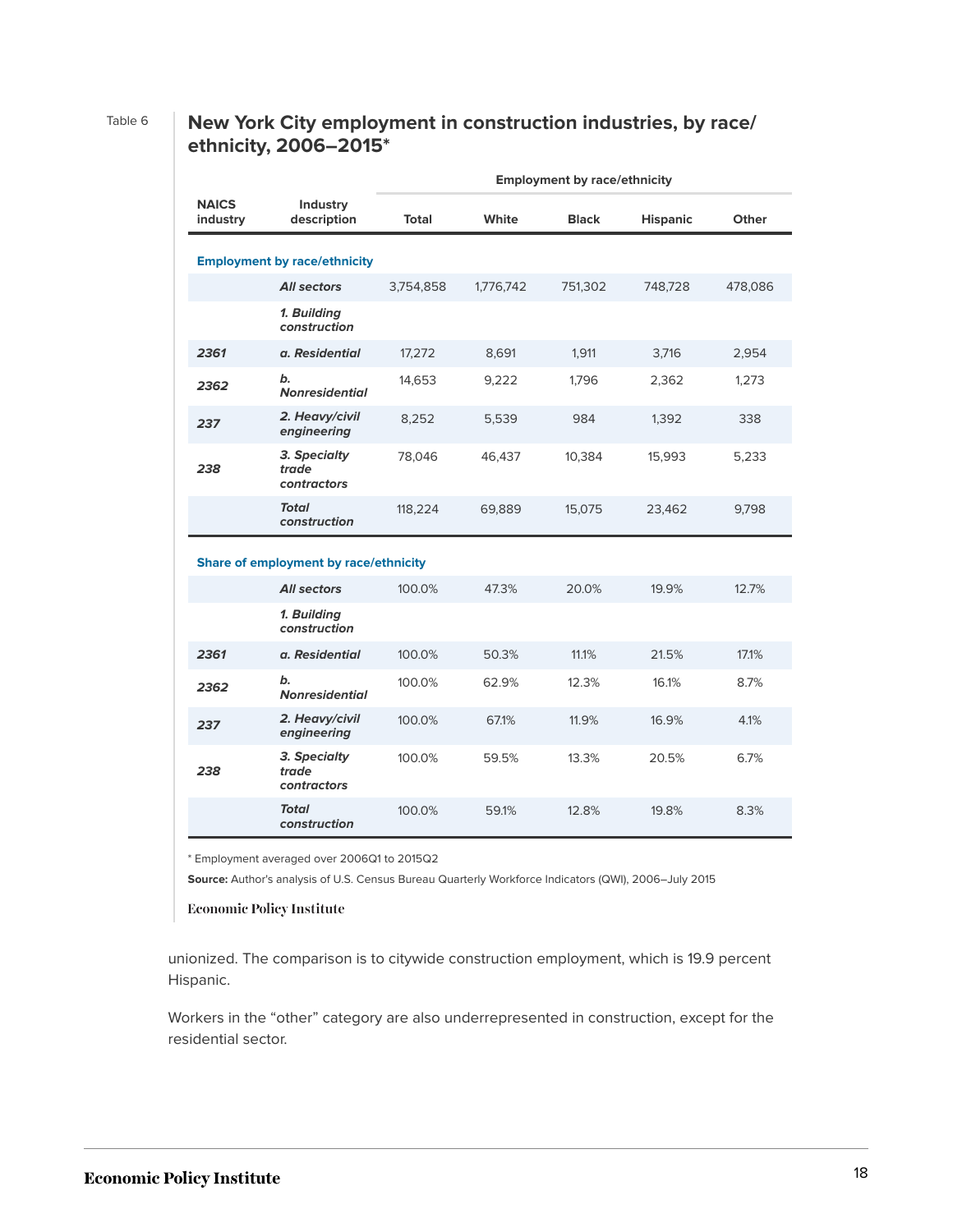Table 6

## New York City employment in construction industries, by race/ethnicity, 2006–2015*

| NAICS industry | Industry description | Employment by race/ethnicity | | | | |
|---|---|---|---|---|---|---|
| | | Total | White | Black | Hispanic | Other |
| **Employment by race/ethnicity** | | | | | | |
| | ***All sectors*** | 3,754,858 | 1,776,742 | 751,302 | 748,728 | 478,086 |
| | ***1. Building construction*** | | | | | |
| ***2361*** | ***a. Residential*** | 17,272 | 8,691 | 1,911 | 3,716 | 2,954 |
| ***2362*** | ***b. Nonresidential*** | 14,653 | 9,222 | 1,796 | 2,362 | 1,273 |
| ***237*** | ***2. Heavy/civil engineering*** | 8,252 | 5,539 | 984 | 1,392 | 338 |
| ***238*** | ***3. Specialty trade contractors*** | 78,046 | 46,437 | 10,384 | 15,993 | 5,233 |
| | ***Total construction*** | 118,224 | 69,889 | 15,075 | 23,462 | 9,798 |
| **Share of employment by race/ethnicity** | | | | | | |
| | ***All sectors*** | 100.0% | 47.3% | 20.0% | 19.9% | 12.7% |
| | ***1. Building construction*** | | | | | |
| ***2361*** | ***a. Residential*** | 100.0% | 50.3% | 11.1% | 21.5% | 17.1% |
| ***2362*** | ***b. Nonresidential*** | 100.0% | 62.9% | 12.3% | 16.1% | 8.7% |
| ***237*** | ***2. Heavy/civil engineering*** | 100.0% | 67.1% | 11.9% | 16.9% | 4.1% |
| ***238*** | ***3. Specialty trade contractors*** | 100.0% | 59.5% | 13.3% | 20.5% | 6.7% |
| | ***Total construction*** | 100.0% | 59.1% | 12.8% | 19.8% | 8.3% |

* Employment averaged over 2006Q1 to 2015Q2

**Source:** Author's analysis of U.S. Census Bureau Quarterly Workforce Indicators (QWI), 2006–July 2015

Economic Policy Institute

unionized. The comparison is to citywide construction employment, which is 19.9 percent Hispanic.

Workers in the "other" category are also underrepresented in construction, except for the residential sector.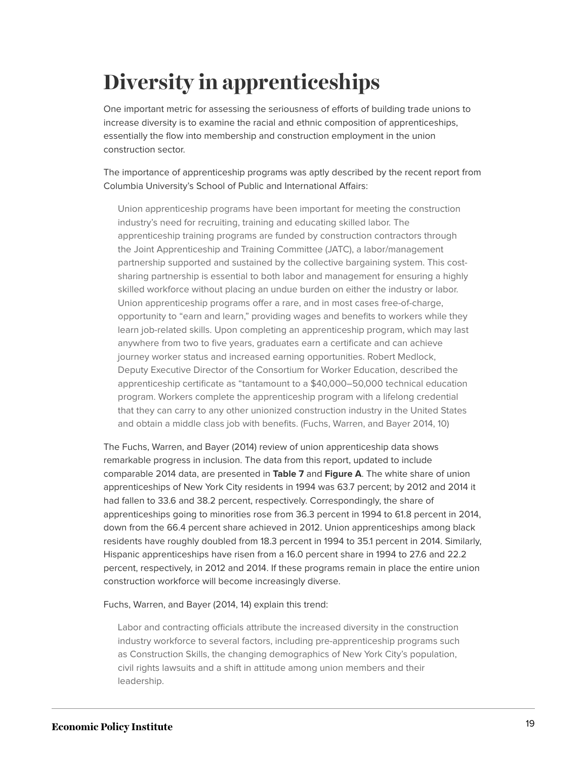# Diversity in apprenticeships

One important metric for assessing the seriousness of efforts of building trade unions to increase diversity is to examine the racial and ethnic composition of apprenticeships, essentially the flow into membership and construction employment in the union construction sector.

The importance of apprenticeship programs was aptly described by the recent report from Columbia University's School of Public and International Affairs:

> Union apprenticeship programs have been important for meeting the construction industry's need for recruiting, training and educating skilled labor. The apprenticeship training programs are funded by construction contractors through the Joint Apprenticeship and Training Committee (JATC), a labor/management partnership supported and sustained by the collective bargaining system. This cost-sharing partnership is essential to both labor and management for ensuring a highly skilled workforce without placing an undue burden on either the industry or labor. Union apprenticeship programs offer a rare, and in most cases free-of-charge, opportunity to "earn and learn," providing wages and benefits to workers while they learn job-related skills. Upon completing an apprenticeship program, which may last anywhere from two to five years, graduates earn a certificate and can achieve journey worker status and increased earning opportunities. Robert Medlock, Deputy Executive Director of the Consortium for Worker Education, described the apprenticeship certificate as "tantamount to a $40,000–50,000 technical education program. Workers complete the apprenticeship program with a lifelong credential that they can carry to any other unionized construction industry in the United States and obtain a middle class job with benefits. (Fuchs, Warren, and Bayer 2014, 10)

The Fuchs, Warren, and Bayer (2014) review of union apprenticeship data shows remarkable progress in inclusion. The data from this report, updated to include comparable 2014 data, are presented in **Table 7** and **Figure A**. The white share of union apprenticeships of New York City residents in 1994 was 63.7 percent; by 2012 and 2014 it had fallen to 33.6 and 38.2 percent, respectively. Correspondingly, the share of apprenticeships going to minorities rose from 36.3 percent in 1994 to 61.8 percent in 2014, down from the 66.4 percent share achieved in 2012. Union apprenticeships among black residents have roughly doubled from 18.3 percent in 1994 to 35.1 percent in 2014. Similarly, Hispanic apprenticeships have risen from a 16.0 percent share in 1994 to 27.6 and 22.2 percent, respectively, in 2012 and 2014. If these programs remain in place the entire union construction workforce will become increasingly diverse.

Fuchs, Warren, and Bayer (2014, 14) explain this trend:

> Labor and contracting officials attribute the increased diversity in the construction industry workforce to several factors, including pre-apprenticeship programs such as Construction Skills, the changing demographics of New York City's population, civil rights lawsuits and a shift in attitude among union members and their leadership.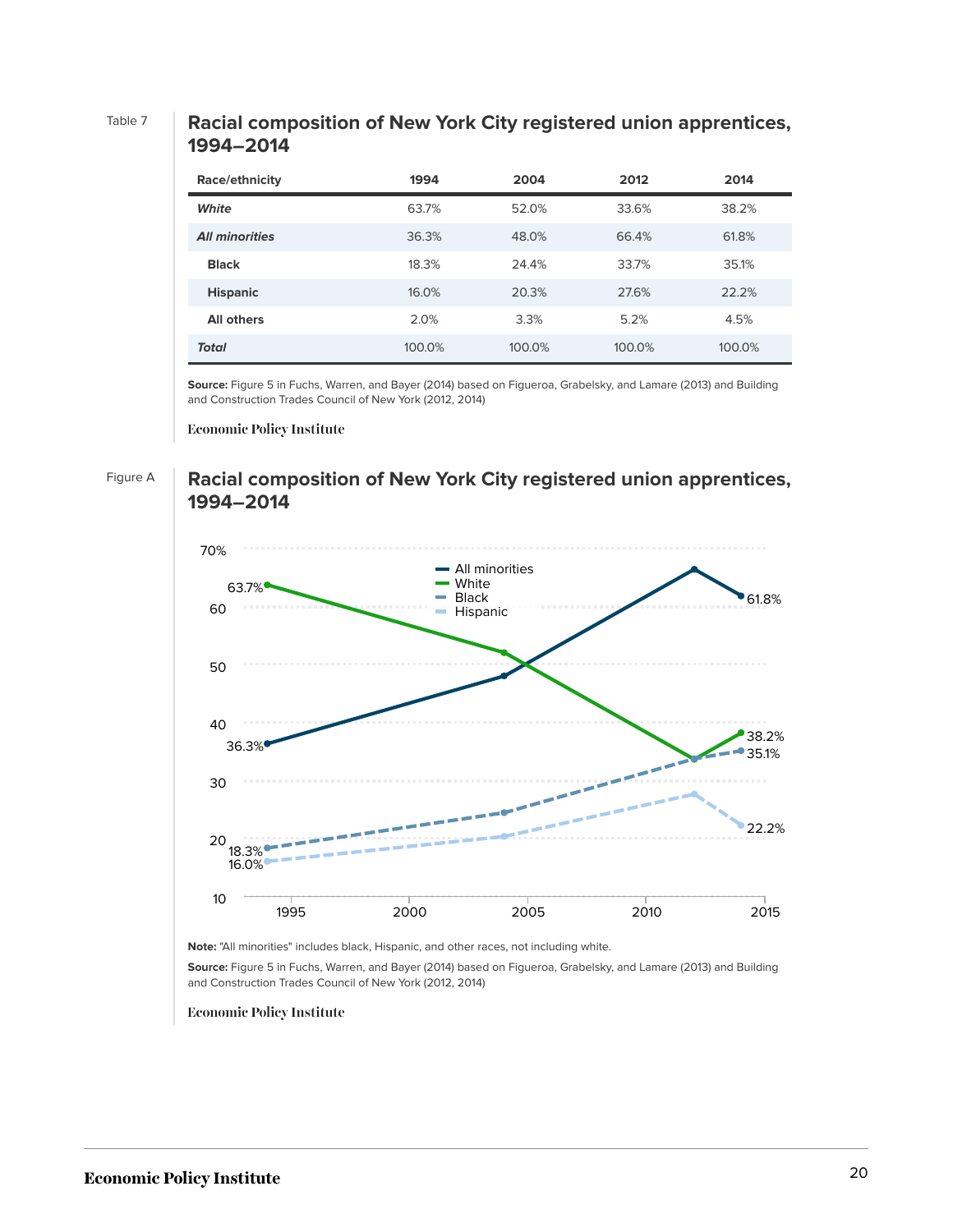Table 7

## Racial composition of New York City registered union apprentices, 1994–2014

| Race/ethnicity | 1994 | 2004 | 2012 | 2014 |
|---|---|---|---|---|
| ***White*** | 63.7% | 52.0% | 33.6% | 38.2% |
| ***All minorities*** | 36.3% | 48.0% | 66.4% | 61.8% |
| **Black** | 18.3% | 24.4% | 33.7% | 35.1% |
| **Hispanic** | 16.0% | 20.3% | 27.6% | 22.2% |
| **All others** | 2.0% | 3.3% | 5.2% | 4.5% |
| ***Total*** | 100.0% | 100.0% | 100.0% | 100.0% |

**Source:** Figure 5 in Fuchs, Warren, and Bayer (2014) based on Figueroa, Grabelsky, and Lamare (2013) and Building and Construction Trades Council of New York (2012, 2014)

Economic Policy Institute

Figure A

## Racial composition of New York City registered union apprentices, 1994–2014

**Note:** "All minorities" includes black, Hispanic, and other races, not including white.

**Source:** Figure 5 in Fuchs, Warren, and Bayer (2014) based on Figueroa, Grabelsky, and Lamare (2013) and Building and Construction Trades Council of New York (2012, 2014)

Economic Policy Institute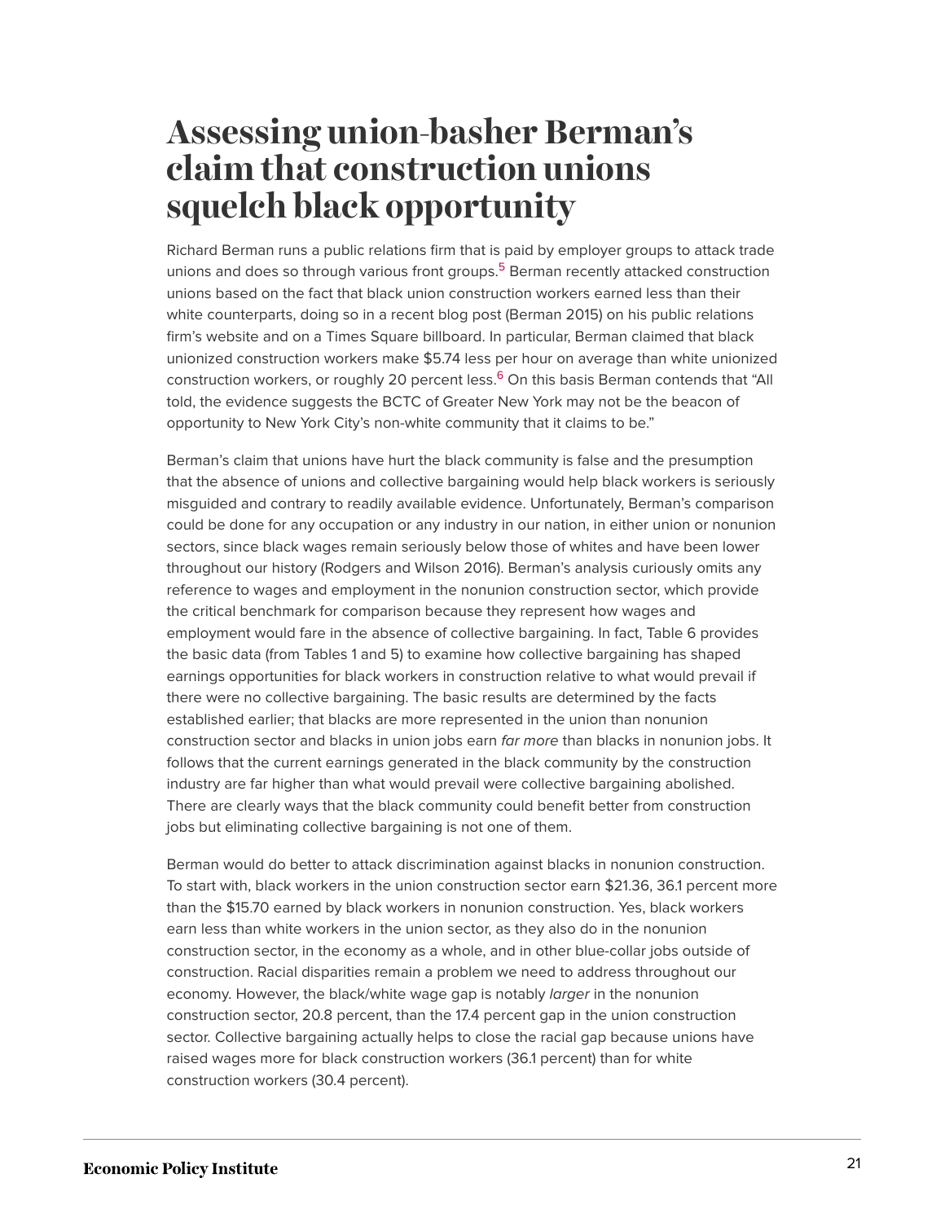# Assessing union-basher Berman's claim that construction unions squelch black opportunity

Richard Berman runs a public relations firm that is paid by employer groups to attack trade unions and does so through various front groups.[5] Berman recently attacked construction unions based on the fact that black union construction workers earned less than their white counterparts, doing so in a recent blog post (Berman 2015) on his public relations firm's website and on a Times Square billboard. In particular, Berman claimed that black unionized construction workers make $5.74 less per hour on average than white unionized construction workers, or roughly 20 percent less.[6] On this basis Berman contends that "All told, the evidence suggests the BCTC of Greater New York may not be the beacon of opportunity to New York City's non-white community that it claims to be."

Berman's claim that unions have hurt the black community is false and the presumption that the absence of unions and collective bargaining would help black workers is seriously misguided and contrary to readily available evidence. Unfortunately, Berman's comparison could be done for any occupation or any industry in our nation, in either union or nonunion sectors, since black wages remain seriously below those of whites and have been lower throughout our history (Rodgers and Wilson 2016). Berman's analysis curiously omits any reference to wages and employment in the nonunion construction sector, which provide the critical benchmark for comparison because they represent how wages and employment would fare in the absence of collective bargaining. In fact, Table 6 provides the basic data (from Tables 1 and 5) to examine how collective bargaining has shaped earnings opportunities for black workers in construction relative to what would prevail if there were no collective bargaining. The basic results are determined by the facts established earlier; that blacks are more represented in the union than nonunion construction sector and blacks in union jobs earn *far more* than blacks in nonunion jobs. It follows that the current earnings generated in the black community by the construction industry are far higher than what would prevail were collective bargaining abolished. There are clearly ways that the black community could benefit better from construction jobs but eliminating collective bargaining is not one of them.

Berman would do better to attack discrimination against blacks in nonunion construction. To start with, black workers in the union construction sector earn $21.36, 36.1 percent more than the $15.70 earned by black workers in nonunion construction. Yes, black workers earn less than white workers in the union sector, as they also do in the nonunion construction sector, in the economy as a whole, and in other blue-collar jobs outside of construction. Racial disparities remain a problem we need to address throughout our economy. However, the black/white wage gap is notably *larger* in the nonunion construction sector, 20.8 percent, than the 17.4 percent gap in the union construction sector. Collective bargaining actually helps to close the racial gap because unions have raised wages more for black construction workers (36.1 percent) than for white construction workers (30.4 percent).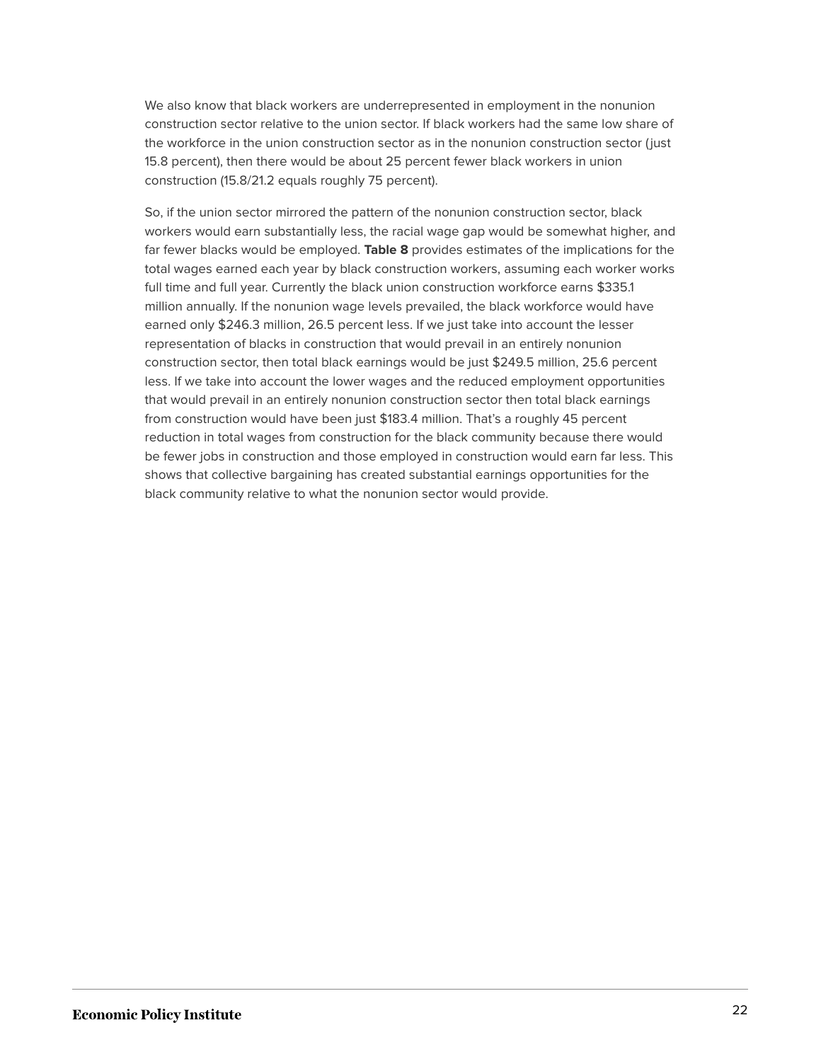We also know that black workers are underrepresented in employment in the nonunion construction sector relative to the union sector. If black workers had the same low share of the workforce in the union construction sector as in the nonunion construction sector (just 15.8 percent), then there would be about 25 percent fewer black workers in union construction (15.8/21.2 equals roughly 75 percent).

So, if the union sector mirrored the pattern of the nonunion construction sector, black workers would earn substantially less, the racial wage gap would be somewhat higher, and far fewer blacks would be employed. **Table 8** provides estimates of the implications for the total wages earned each year by black construction workers, assuming each worker works full time and full year. Currently the black union construction workforce earns $335.1 million annually. If the nonunion wage levels prevailed, the black workforce would have earned only $246.3 million, 26.5 percent less. If we just take into account the lesser representation of blacks in construction that would prevail in an entirely nonunion construction sector, then total black earnings would be just $249.5 million, 25.6 percent less. If we take into account the lower wages and the reduced employment opportunities that would prevail in an entirely nonunion construction sector then total black earnings from construction would have been just $183.4 million. That's a roughly 45 percent reduction in total wages from construction for the black community because there would be fewer jobs in construction and those employed in construction would earn far less. This shows that collective bargaining has created substantial earnings opportunities for the black community relative to what the nonunion sector would provide.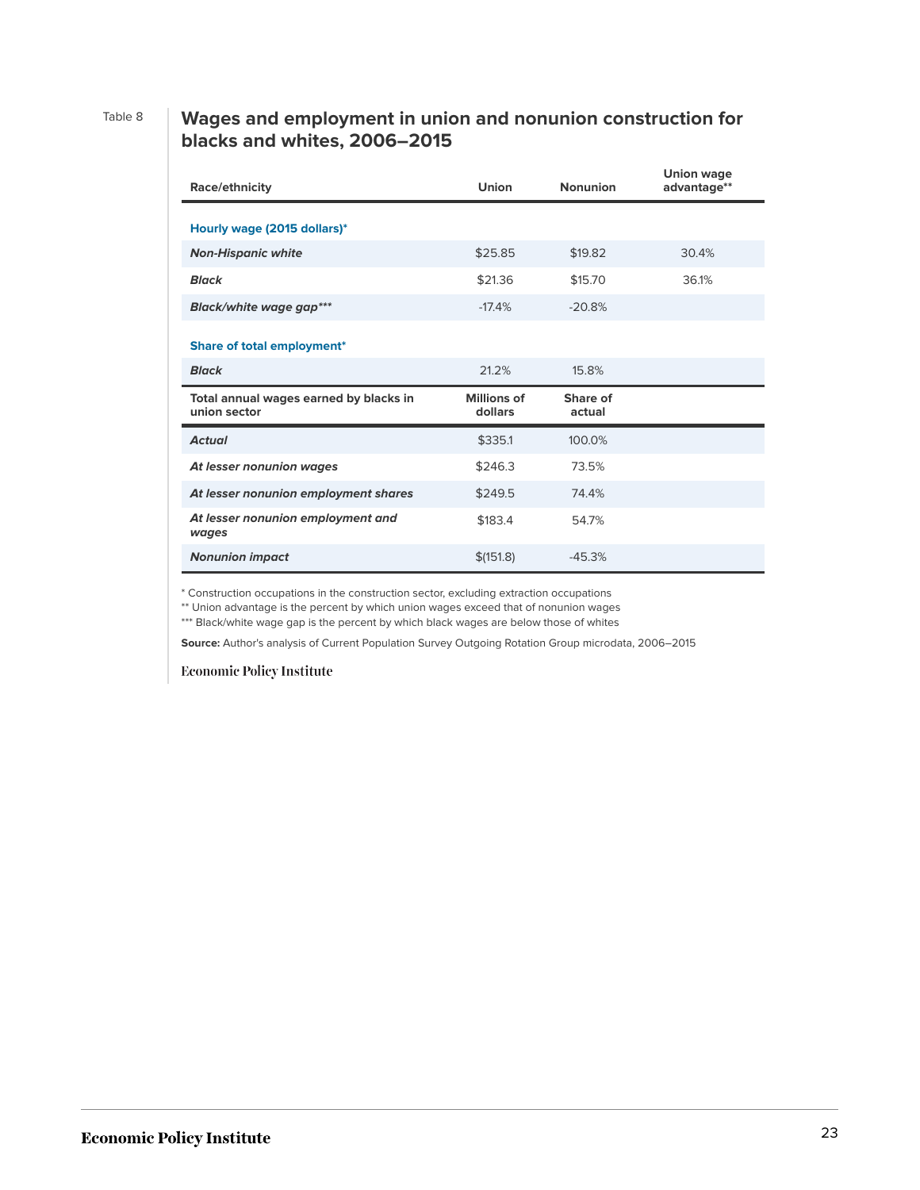Table 8

## Wages and employment in union and nonunion construction for blacks and whites, 2006–2015

| Race/ethnicity | Union | Nonunion | Union wage advantage** |
|---|---|---|---|
| **Hourly wage (2015 dollars)*** | | | |
| ***Non-Hispanic white*** | $25.85 | $19.82 | 30.4% |
| ***Black*** | $21.36 | $15.70 | 36.1% |
| ***Black/white wage gap**** | -17.4% | -20.8% | |
| **Share of total employment*** | | | |
| ***Black*** | 21.2% | 15.8% | |
| **Total annual wages earned by blacks in union sector** | **Millions of dollars** | **Share of actual** | |
| ***Actual*** | $335.1 | 100.0% | |
| ***At lesser nonunion wages*** | $246.3 | 73.5% | |
| ***At lesser nonunion employment shares*** | $249.5 | 74.4% | |
| ***At lesser nonunion employment and wages*** | $183.4 | 54.7% | |
| ***Nonunion impact*** | $(151.8) | -45.3% | |

* Construction occupations in the construction sector, excluding extraction occupations

** Union advantage is the percent by which union wages exceed that of nonunion wages

*** Black/white wage gap is the percent by which black wages are below those of whites

**Source:** Author's analysis of Current Population Survey Outgoing Rotation Group microdata, 2006–2015

Economic Policy Institute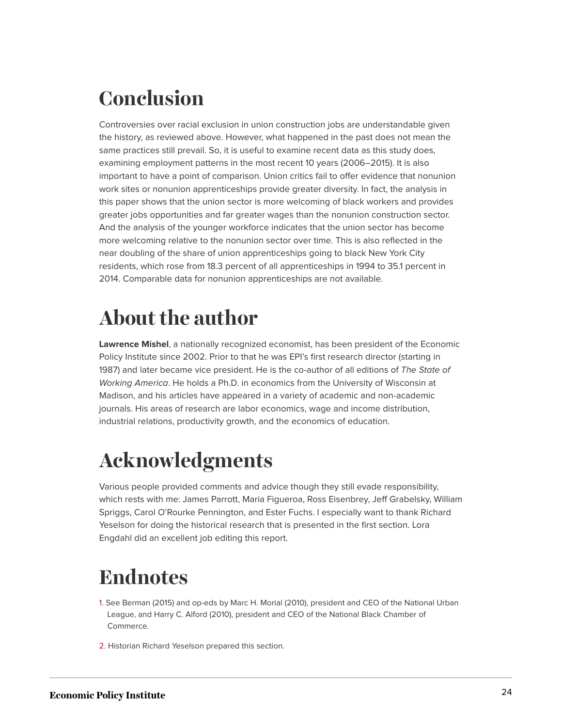# Conclusion

Controversies over racial exclusion in union construction jobs are understandable given the history, as reviewed above. However, what happened in the past does not mean the same practices still prevail. So, it is useful to examine recent data as this study does, examining employment patterns in the most recent 10 years (2006–2015). It is also important to have a point of comparison. Union critics fail to offer evidence that nonunion work sites or nonunion apprenticeships provide greater diversity. In fact, the analysis in this paper shows that the union sector is more welcoming of black workers and provides greater jobs opportunities and far greater wages than the nonunion construction sector. And the analysis of the younger workforce indicates that the union sector has become more welcoming relative to the nonunion sector over time. This is also reflected in the near doubling of the share of union apprenticeships going to black New York City residents, which rose from 18.3 percent of all apprenticeships in 1994 to 35.1 percent in 2014. Comparable data for nonunion apprenticeships are not available.

# About the author

**Lawrence Mishel**, a nationally recognized economist, has been president of the Economic Policy Institute since 2002. Prior to that he was EPI's first research director (starting in 1987) and later became vice president. He is the co-author of all editions of *The State of Working America*. He holds a Ph.D. in economics from the University of Wisconsin at Madison, and his articles have appeared in a variety of academic and non-academic journals. His areas of research are labor economics, wage and income distribution, industrial relations, productivity growth, and the economics of education.

# Acknowledgments

Various people provided comments and advice though they still evade responsibility, which rests with me: James Parrott, Maria Figueroa, Ross Eisenbrey, Jeff Grabelsky, William Spriggs, Carol O'Rourke Pennington, and Ester Fuchs. I especially want to thank Richard Yeselson for doing the historical research that is presented in the first section. Lora Engdahl did an excellent job editing this report.

# Endnotes

1. See Berman (2015) and op-eds by Marc H. Morial (2010), president and CEO of the National Urban League, and Harry C. Alford (2010), president and CEO of the National Black Chamber of Commerce.

2. Historian Richard Yeselson prepared this section.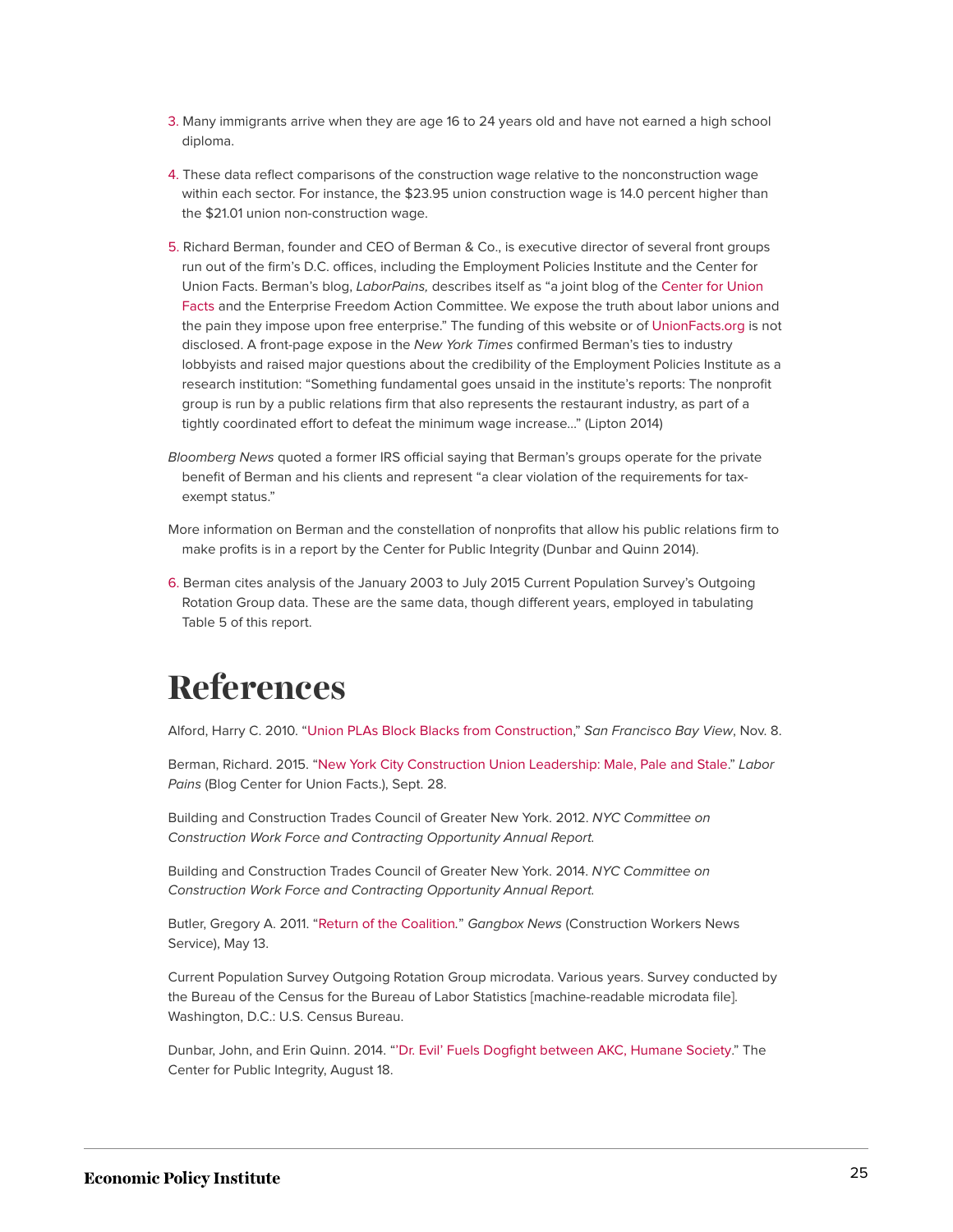3. Many immigrants arrive when they are age 16 to 24 years old and have not earned a high school diploma.

4. These data reflect comparisons of the construction wage relative to the nonconstruction wage within each sector. For instance, the $23.95 union construction wage is 14.0 percent higher than the $21.01 union non-construction wage.

5. Richard Berman, founder and CEO of Berman & Co., is executive director of several front groups run out of the firm's D.C. offices, including the Employment Policies Institute and the Center for Union Facts. Berman's blog, *LaborPains,* describes itself as "a joint blog of the Center for Union Facts and the Enterprise Freedom Action Committee. We expose the truth about labor unions and the pain they impose upon free enterprise." The funding of this website or of UnionFacts.org is not disclosed. A front-page expose in the *New York Times* confirmed Berman's ties to industry lobbyists and raised major questions about the credibility of the Employment Policies Institute as a research institution: "Something fundamental goes unsaid in the institute's reports: The nonprofit group is run by a public relations firm that also represents the restaurant industry, as part of a tightly coordinated effort to defeat the minimum wage increase…" (Lipton 2014)

*Bloomberg News* quoted a former IRS official saying that Berman's groups operate for the private benefit of Berman and his clients and represent "a clear violation of the requirements for tax-exempt status."

More information on Berman and the constellation of nonprofits that allow his public relations firm to make profits is in a report by the Center for Public Integrity (Dunbar and Quinn 2014).

6. Berman cites analysis of the January 2003 to July 2015 Current Population Survey's Outgoing Rotation Group data. These are the same data, though different years, employed in tabulating Table 5 of this report.

# References

Alford, Harry C. 2010. "Union PLAs Block Blacks from Construction," *San Francisco Bay View*, Nov. 8.

Berman, Richard. 2015. "New York City Construction Union Leadership: Male, Pale and Stale." *Labor Pains* (Blog Center for Union Facts.), Sept. 28.

Building and Construction Trades Council of Greater New York. 2012. *NYC Committee on Construction Work Force and Contracting Opportunity Annual Report.*

Building and Construction Trades Council of Greater New York. 2014. *NYC Committee on Construction Work Force and Contracting Opportunity Annual Report.*

Butler, Gregory A. 2011. "Return of the Coalition." *Gangbox News* (Construction Workers News Service), May 13.

Current Population Survey Outgoing Rotation Group microdata. Various years. Survey conducted by the Bureau of the Census for the Bureau of Labor Statistics [machine-readable microdata file]. Washington, D.C.: U.S. Census Bureau.

Dunbar, John, and Erin Quinn. 2014. "'Dr. Evil' Fuels Dogfight between AKC, Humane Society." The Center for Public Integrity, August 18.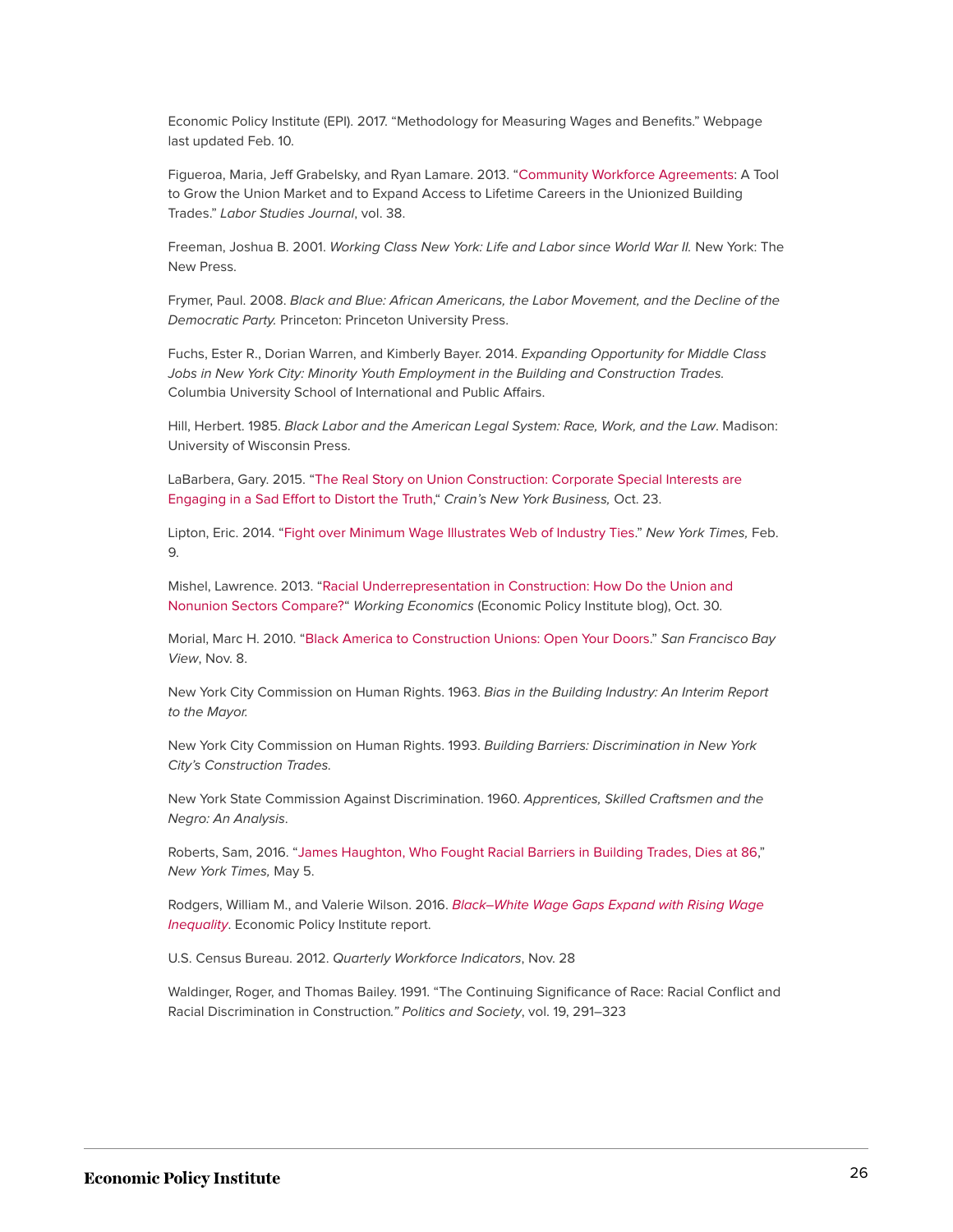Economic Policy Institute (EPI). 2017. "Methodology for Measuring Wages and Benefits." Webpage last updated Feb. 10.

Figueroa, Maria, Jeff Grabelsky, and Ryan Lamare. 2013. "Community Workforce Agreements: A Tool to Grow the Union Market and to Expand Access to Lifetime Careers in the Unionized Building Trades." *Labor Studies Journal*, vol. 38.

Freeman, Joshua B. 2001. *Working Class New York: Life and Labor since World War II.* New York: The New Press.

Frymer, Paul. 2008. *Black and Blue: African Americans, the Labor Movement, and the Decline of the Democratic Party.* Princeton: Princeton University Press.

Fuchs, Ester R., Dorian Warren, and Kimberly Bayer. 2014. *Expanding Opportunity for Middle Class Jobs in New York City: Minority Youth Employment in the Building and Construction Trades.* Columbia University School of International and Public Affairs.

Hill, Herbert. 1985. *Black Labor and the American Legal System: Race, Work, and the Law*. Madison: University of Wisconsin Press.

LaBarbera, Gary. 2015. "The Real Story on Union Construction: Corporate Special Interests are Engaging in a Sad Effort to Distort the Truth," *Crain's New York Business,* Oct. 23.

Lipton, Eric. 2014. "Fight over Minimum Wage Illustrates Web of Industry Ties." *New York Times,* Feb. 9.

Mishel, Lawrence. 2013. "Racial Underrepresentation in Construction: How Do the Union and Nonunion Sectors Compare?" *Working Economics* (Economic Policy Institute blog), Oct. 30.

Morial, Marc H. 2010. "Black America to Construction Unions: Open Your Doors." *San Francisco Bay View*, Nov. 8.

New York City Commission on Human Rights. 1963. *Bias in the Building Industry: An Interim Report to the Mayor.*

New York City Commission on Human Rights. 1993. *Building Barriers: Discrimination in New York City's Construction Trades.*

New York State Commission Against Discrimination. 1960. *Apprentices, Skilled Craftsmen and the Negro: An Analysis*.

Roberts, Sam, 2016. "James Haughton, Who Fought Racial Barriers in Building Trades, Dies at 86," *New York Times,* May 5.

Rodgers, William M., and Valerie Wilson. 2016. *Black–White Wage Gaps Expand with Rising Wage Inequality*. Economic Policy Institute report.

U.S. Census Bureau. 2012. *Quarterly Workforce Indicators*, Nov. 28

Waldinger, Roger, and Thomas Bailey. 1991. "The Continuing Significance of Race: Racial Conflict and Racial Discrimination in Construction." *Politics and Society*, vol. 19, 291–323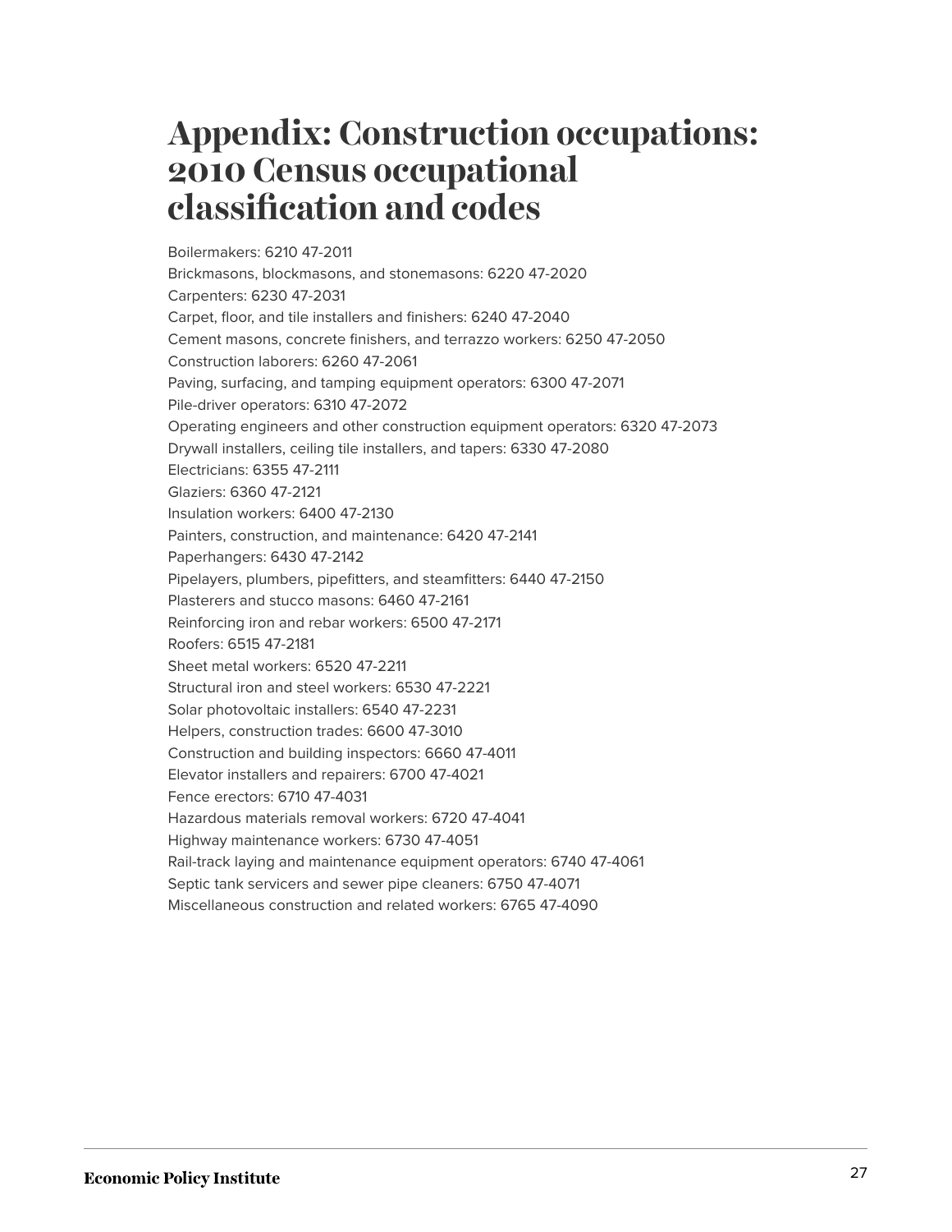# Appendix: Construction occupations: 2010 Census occupational classification and codes

Boilermakers: 6210 47-2011
Brickmasons, blockmasons, and stonemasons: 6220 47-2020
Carpenters: 6230 47-2031
Carpet, floor, and tile installers and finishers: 6240 47-2040
Cement masons, concrete finishers, and terrazzo workers: 6250 47-2050
Construction laborers: 6260 47-2061
Paving, surfacing, and tamping equipment operators: 6300 47-2071
Pile-driver operators: 6310 47-2072
Operating engineers and other construction equipment operators: 6320 47-2073
Drywall installers, ceiling tile installers, and tapers: 6330 47-2080
Electricians: 6355 47-2111
Glaziers: 6360 47-2121
Insulation workers: 6400 47-2130
Painters, construction, and maintenance: 6420 47-2141
Paperhangers: 6430 47-2142
Pipelayers, plumbers, pipefitters, and steamfitters: 6440 47-2150
Plasterers and stucco masons: 6460 47-2161
Reinforcing iron and rebar workers: 6500 47-2171
Roofers: 6515 47-2181
Sheet metal workers: 6520 47-2211
Structural iron and steel workers: 6530 47-2221
Solar photovoltaic installers: 6540 47-2231
Helpers, construction trades: 6600 47-3010
Construction and building inspectors: 6660 47-4011
Elevator installers and repairers: 6700 47-4021
Fence erectors: 6710 47-4031
Hazardous materials removal workers: 6720 47-4041
Highway maintenance workers: 6730 47-4051
Rail-track laying and maintenance equipment operators: 6740 47-4061
Septic tank servicers and sewer pipe cleaners: 6750 47-4071
Miscellaneous construction and related workers: 6765 47-4090